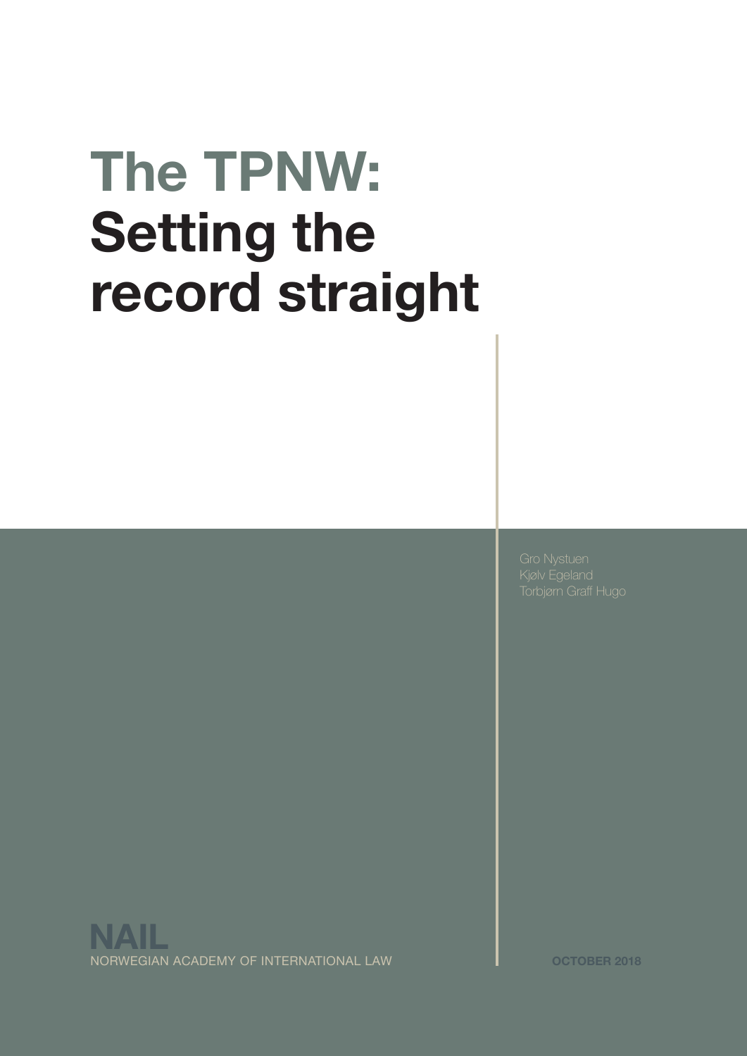# The TPNW: Setting the record straight

Gro Nystuen
Kjølv Egeland
Torbjørn Graff Hugo

**NAIL**
NORWEGIAN ACADEMY OF INTERNATIONAL LAW

**OCTOBER 2018**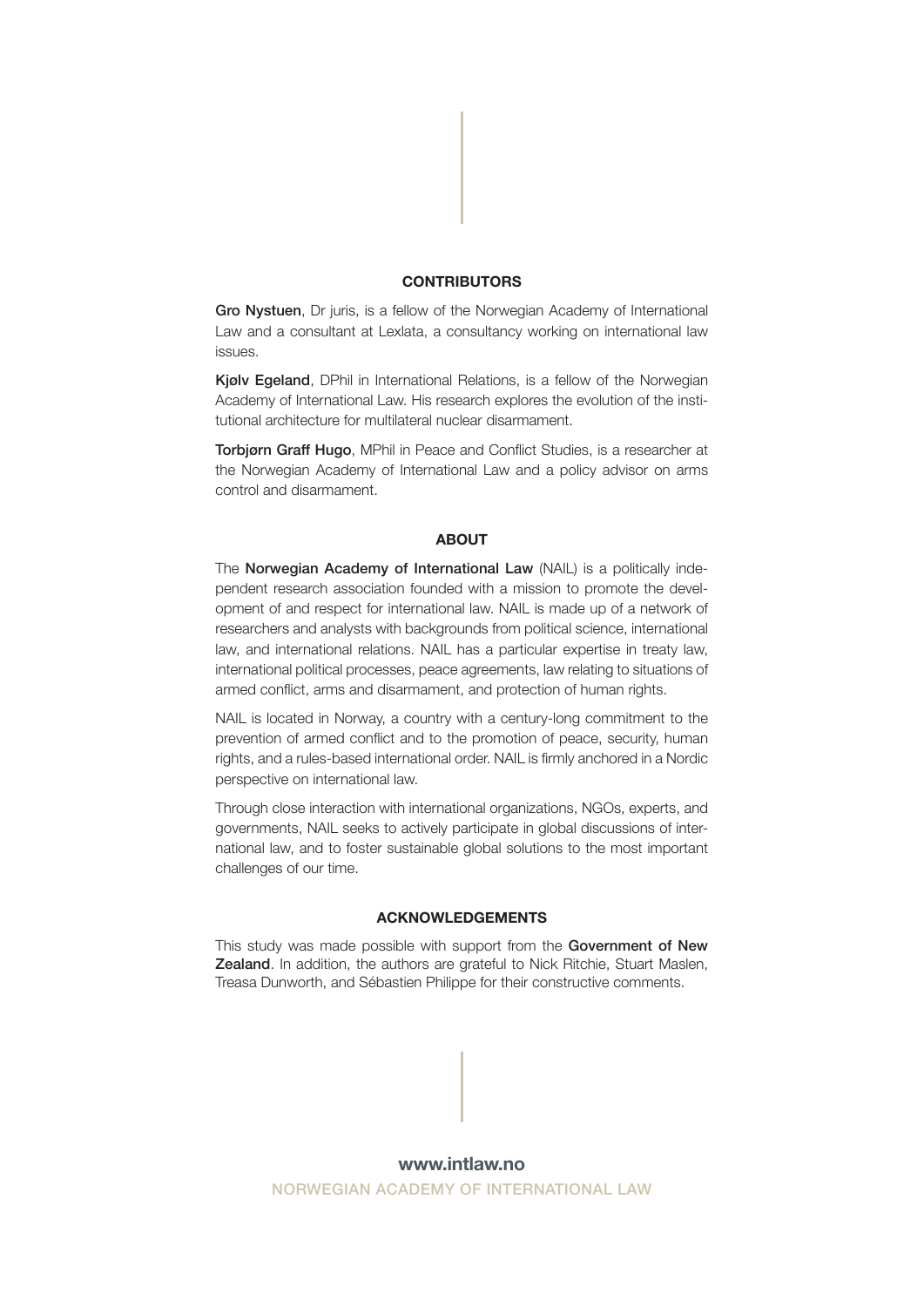## CONTRIBUTORS

**Gro Nystuen**, Dr juris, is a fellow of the Norwegian Academy of International Law and a consultant at Lexlata, a consultancy working on international law issues.

**Kjølv Egeland**, DPhil in International Relations, is a fellow of the Norwegian Academy of International Law. His research explores the evolution of the institutional architecture for multilateral nuclear disarmament.

**Torbjørn Graff Hugo**, MPhil in Peace and Conflict Studies, is a researcher at the Norwegian Academy of International Law and a policy advisor on arms control and disarmament.

## ABOUT

The **Norwegian Academy of International Law** (NAIL) is a politically independent research association founded with a mission to promote the development of and respect for international law. NAIL is made up of a network of researchers and analysts with backgrounds from political science, international law, and international relations. NAIL has a particular expertise in treaty law, international political processes, peace agreements, law relating to situations of armed conflict, arms and disarmament, and protection of human rights.

NAIL is located in Norway, a country with a century-long commitment to the prevention of armed conflict and to the promotion of peace, security, human rights, and a rules-based international order. NAIL is firmly anchored in a Nordic perspective on international law.

Through close interaction with international organizations, NGOs, experts, and governments, NAIL seeks to actively participate in global discussions of international law, and to foster sustainable global solutions to the most important challenges of our time.

## ACKNOWLEDGEMENTS

This study was made possible with support from the **Government of New Zealand**. In addition, the authors are grateful to Nick Ritchie, Stuart Maslen, Treasa Dunworth, and Sébastien Philippe for their constructive comments.

**www.intlaw.no**

NORWEGIAN ACADEMY OF INTERNATIONAL LAW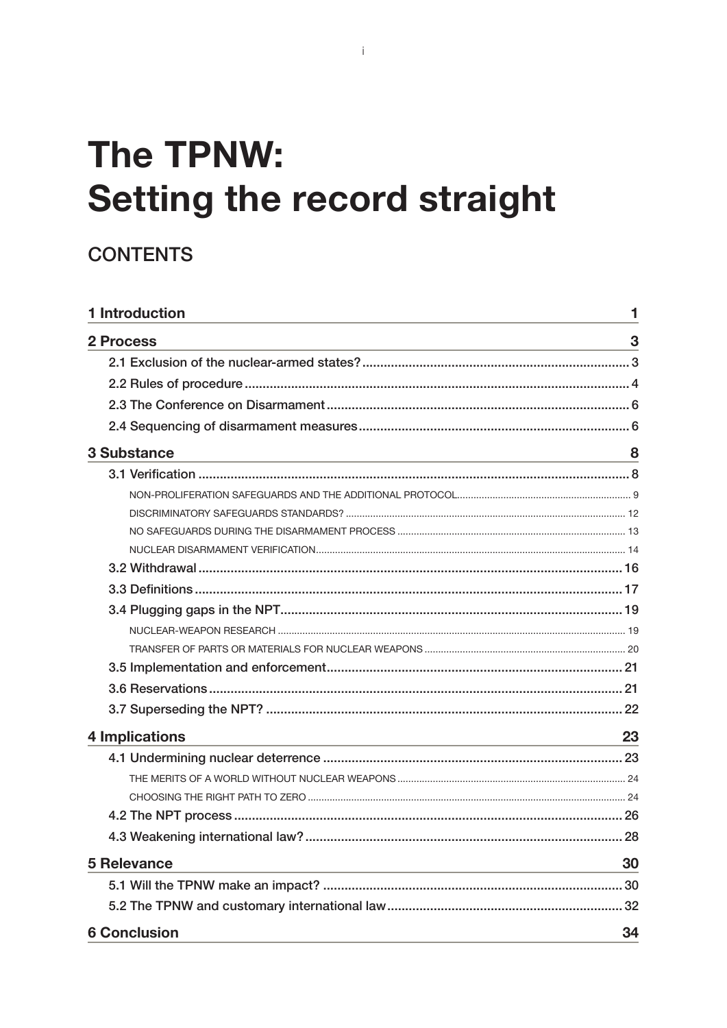# The TPNW: Setting the record straight

## CONTENTS

| | |
|---|---|
| **1 Introduction** | **1** |
| **2 Process** | **3** |
| 2.1 Exclusion of the nuclear-armed states? | 3 |
| 2.2 Rules of procedure | 4 |
| 2.3 The Conference on Disarmament | 6 |
| 2.4 Sequencing of disarmament measures | 6 |
| **3 Substance** | **8** |
| 3.1 Verification | 8 |
| NON-PROLIFERATION SAFEGUARDS AND THE ADDITIONAL PROTOCOL | 9 |
| DISCRIMINATORY SAFEGUARDS STANDARDS? | 12 |
| NO SAFEGUARDS DURING THE DISARMAMENT PROCESS | 13 |
| NUCLEAR DISARMAMENT VERIFICATION | 14 |
| 3.2 Withdrawal | 16 |
| 3.3 Definitions | 17 |
| 3.4 Plugging gaps in the NPT | 19 |
| NUCLEAR-WEAPON RESEARCH | 19 |
| TRANSFER OF PARTS OR MATERIALS FOR NUCLEAR WEAPONS | 20 |
| 3.5 Implementation and enforcement | 21 |
| 3.6 Reservations | 21 |
| 3.7 Superseding the NPT? | 22 |
| **4 Implications** | **23** |
| 4.1 Undermining nuclear deterrence | 23 |
| THE MERITS OF A WORLD WITHOUT NUCLEAR WEAPONS | 24 |
| CHOOSING THE RIGHT PATH TO ZERO | 24 |
| 4.2 The NPT process | 26 |
| 4.3 Weakening international law? | 28 |
| **5 Relevance** | **30** |
| 5.1 Will the TPNW make an impact? | 30 |
| 5.2 The TPNW and customary international law | 32 |
| **6 Conclusion** | **34** |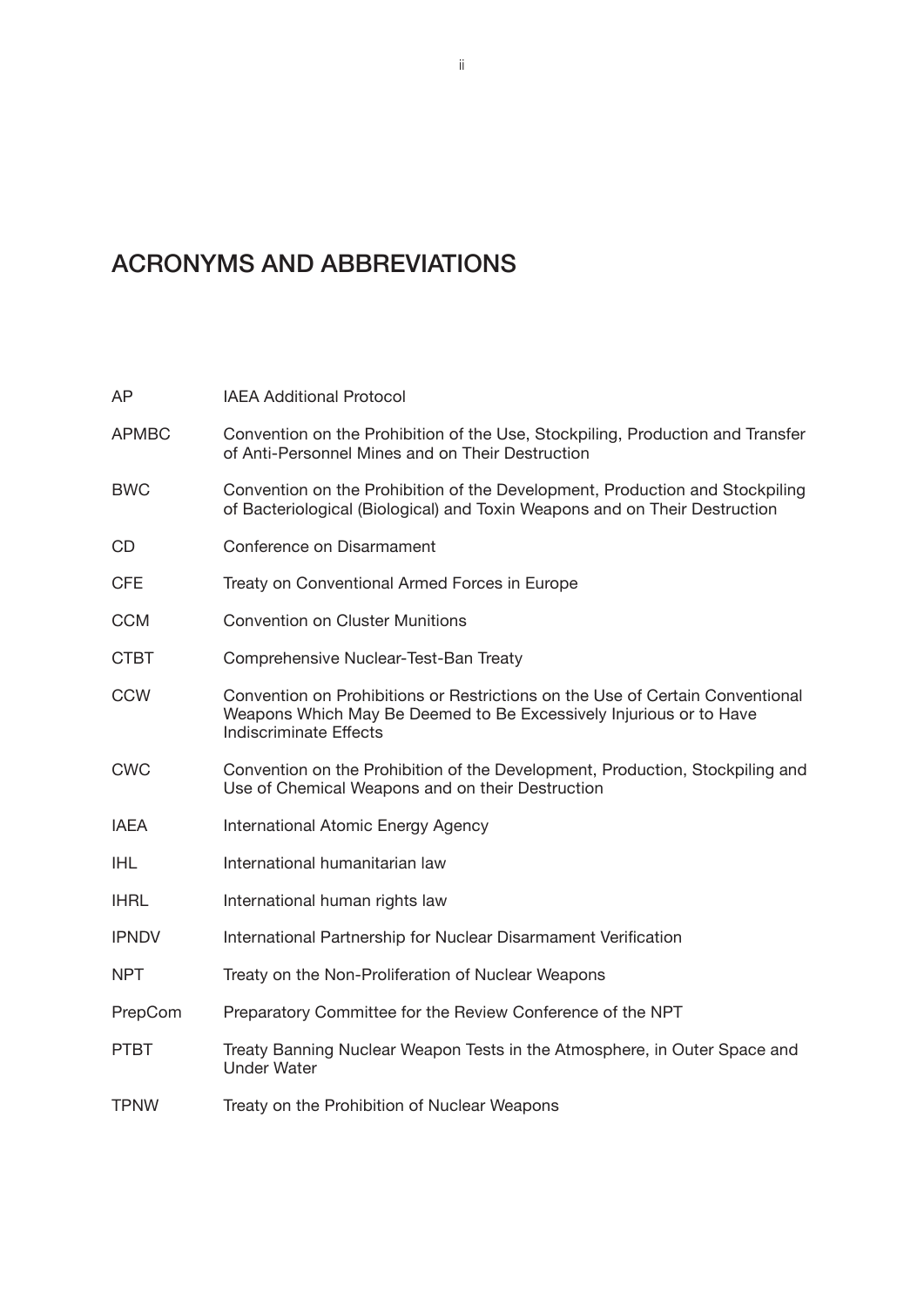# ACRONYMS AND ABBREVIATIONS

| | |
|---|---|
| AP | IAEA Additional Protocol |
| APMBC | Convention on the Prohibition of the Use, Stockpiling, Production and Transfer of Anti-Personnel Mines and on Their Destruction |
| BWC | Convention on the Prohibition of the Development, Production and Stockpiling of Bacteriological (Biological) and Toxin Weapons and on Their Destruction |
| CD | Conference on Disarmament |
| CFE | Treaty on Conventional Armed Forces in Europe |
| CCM | Convention on Cluster Munitions |
| CTBT | Comprehensive Nuclear-Test-Ban Treaty |
| CCW | Convention on Prohibitions or Restrictions on the Use of Certain Conventional Weapons Which May Be Deemed to Be Excessively Injurious or to Have Indiscriminate Effects |
| CWC | Convention on the Prohibition of the Development, Production, Stockpiling and Use of Chemical Weapons and on their Destruction |
| IAEA | International Atomic Energy Agency |
| IHL | International humanitarian law |
| IHRL | International human rights law |
| IPNDV | International Partnership for Nuclear Disarmament Verification |
| NPT | Treaty on the Non-Proliferation of Nuclear Weapons |
| PrepCom | Preparatory Committee for the Review Conference of the NPT |
| PTBT | Treaty Banning Nuclear Weapon Tests in the Atmosphere, in Outer Space and Under Water |
| TPNW | Treaty on the Prohibition of Nuclear Weapons |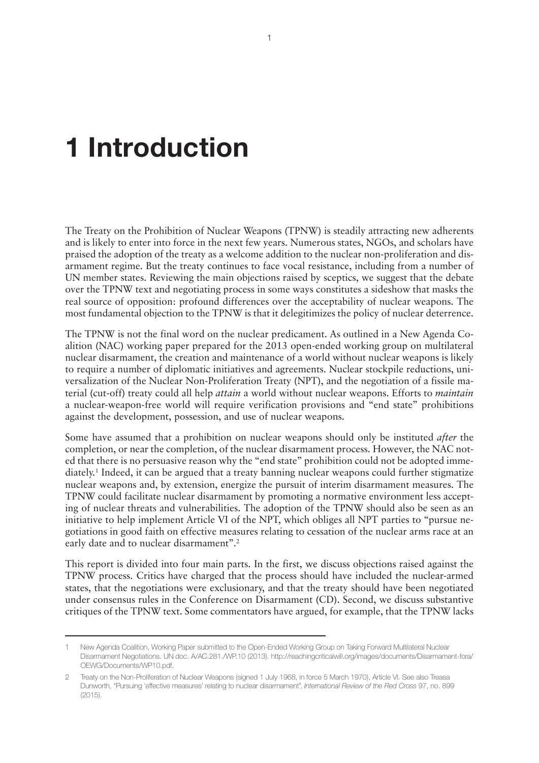# 1 Introduction

The Treaty on the Prohibition of Nuclear Weapons (TPNW) is steadily attracting new adherents and is likely to enter into force in the next few years. Numerous states, NGOs, and scholars have praised the adoption of the treaty as a welcome addition to the nuclear non-proliferation and disarmament regime. But the treaty continues to face vocal resistance, including from a number of UN member states. Reviewing the main objections raised by sceptics, we suggest that the debate over the TPNW text and negotiating process in some ways constitutes a sideshow that masks the real source of opposition: profound differences over the acceptability of nuclear weapons. The most fundamental objection to the TPNW is that it delegitimizes the policy of nuclear deterrence.

The TPNW is not the final word on the nuclear predicament. As outlined in a New Agenda Coalition (NAC) working paper prepared for the 2013 open-ended working group on multilateral nuclear disarmament, the creation and maintenance of a world without nuclear weapons is likely to require a number of diplomatic initiatives and agreements. Nuclear stockpile reductions, universalization of the Nuclear Non-Proliferation Treaty (NPT), and the negotiation of a fissile material (cut-off) treaty could all help *attain* a world without nuclear weapons. Efforts to *maintain* a nuclear-weapon-free world will require verification provisions and "end state" prohibitions against the development, possession, and use of nuclear weapons.

Some have assumed that a prohibition on nuclear weapons should only be instituted *after* the completion, or near the completion, of the nuclear disarmament process. However, the NAC noted that there is no persuasive reason why the "end state" prohibition could not be adopted immediately.[1] Indeed, it can be argued that a treaty banning nuclear weapons could further stigmatize nuclear weapons and, by extension, energize the pursuit of interim disarmament measures. The TPNW could facilitate nuclear disarmament by promoting a normative environment less accepting of nuclear threats and vulnerabilities. The adoption of the TPNW should also be seen as an initiative to help implement Article VI of the NPT, which obliges all NPT parties to "pursue negotiations in good faith on effective measures relating to cessation of the nuclear arms race at an early date and to nuclear disarmament".[2]

This report is divided into four main parts. In the first, we discuss objections raised against the TPNW process. Critics have charged that the process should have included the nuclear-armed states, that the negotiations were exclusionary, and that the treaty should have been negotiated under consensus rules in the Conference on Disarmament (CD). Second, we discuss substantive critiques of the TPNW text. Some commentators have argued, for example, that the TPNW lacks

---

1 New Agenda Coalition, Working Paper submitted to the Open-Ended Working Group on Taking Forward Multilateral Nuclear Disarmament Negotiations. UN doc. A/AC.281./WP.10 (2013). http://reachingcriticalwill.org/images/documents/Disarmament-fora/OEWG/Documents/WP10.pdf.

2 Treaty on the Non-Proliferation of Nuclear Weapons (signed 1 July 1968, in force 5 March 1970), Article VI. See also Treasa Dunworth, "Pursuing 'effective measures' relating to nuclear disarmament", *International Review of the Red Cross* 97, no. 899 (2015).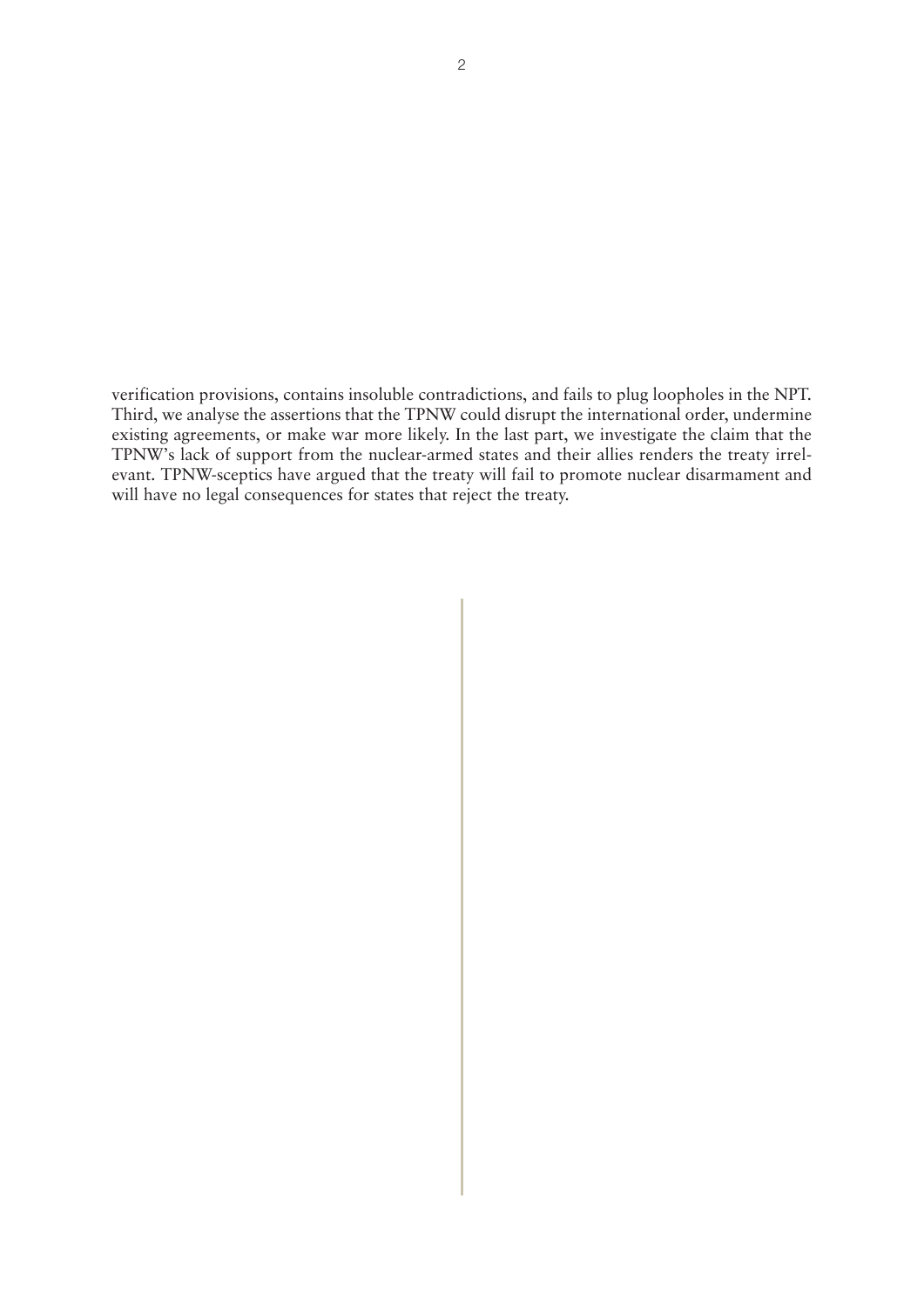verification provisions, contains insoluble contradictions, and fails to plug loopholes in the NPT. Third, we analyse the assertions that the TPNW could disrupt the international order, undermine existing agreements, or make war more likely. In the last part, we investigate the claim that the TPNW's lack of support from the nuclear-armed states and their allies renders the treaty irrelevant. TPNW-sceptics have argued that the treaty will fail to promote nuclear disarmament and will have no legal consequences for states that reject the treaty.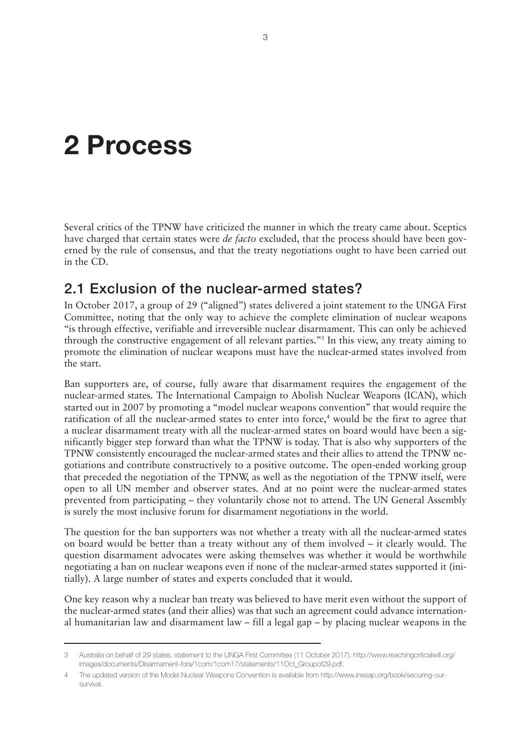# 2 Process

Several critics of the TPNW have criticized the manner in which the treaty came about. Sceptics have charged that certain states were *de facto* excluded, that the process should have been governed by the rule of consensus, and that the treaty negotiations ought to have been carried out in the CD.

## 2.1 Exclusion of the nuclear-armed states?

In October 2017, a group of 29 ("aligned") states delivered a joint statement to the UNGA First Committee, noting that the only way to achieve the complete elimination of nuclear weapons "is through effective, verifiable and irreversible nuclear disarmament. This can only be achieved through the constructive engagement of all relevant parties."[3] In this view, any treaty aiming to promote the elimination of nuclear weapons must have the nuclear-armed states involved from the start.

Ban supporters are, of course, fully aware that disarmament requires the engagement of the nuclear-armed states. The International Campaign to Abolish Nuclear Weapons (ICAN), which started out in 2007 by promoting a "model nuclear weapons convention" that would require the ratification of all the nuclear-armed states to enter into force,[4] would be the first to agree that a nuclear disarmament treaty with all the nuclear-armed states on board would have been a significantly bigger step forward than what the TPNW is today. That is also why supporters of the TPNW consistently encouraged the nuclear-armed states and their allies to attend the TPNW negotiations and contribute constructively to a positive outcome. The open-ended working group that preceded the negotiation of the TPNW, as well as the negotiation of the TPNW itself, were open to all UN member and observer states. And at no point were the nuclear-armed states prevented from participating – they voluntarily chose not to attend. The UN General Assembly is surely the most inclusive forum for disarmament negotiations in the world.

The question for the ban supporters was not whether a treaty with all the nuclear-armed states on board would be better than a treaty without any of them involved – it clearly would. The question disarmament advocates were asking themselves was whether it would be worthwhile negotiating a ban on nuclear weapons even if none of the nuclear-armed states supported it (initially). A large number of states and experts concluded that it would.

One key reason why a nuclear ban treaty was believed to have merit even without the support of the nuclear-armed states (and their allies) was that such an agreement could advance international humanitarian law and disarmament law – fill a legal gap – by placing nuclear weapons in the

---

3 Australia on behalf of 29 states, statement to the UNGA First Committee (11 October 2017). http://www.reachingcriticalwill.org/images/documents/Disarmament-fora/1com/1com17/statements/11Oct_Groupof29.pdf.

4 The updated version of the Model Nuclear Weapons Convention is available from http://www.inesap.org/book/securing-our-survival.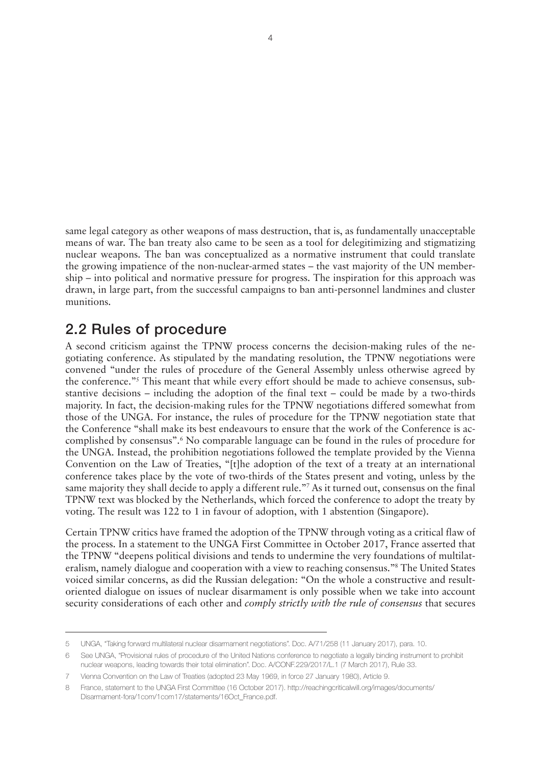same legal category as other weapons of mass destruction, that is, as fundamentally unacceptable means of war. The ban treaty also came to be seen as a tool for delegitimizing and stigmatizing nuclear weapons. The ban was conceptualized as a normative instrument that could translate the growing impatience of the non-nuclear-armed states – the vast majority of the UN membership – into political and normative pressure for progress. The inspiration for this approach was drawn, in large part, from the successful campaigns to ban anti-personnel landmines and cluster munitions.

## 2.2 Rules of procedure

A second criticism against the TPNW process concerns the decision-making rules of the negotiating conference. As stipulated by the mandating resolution, the TPNW negotiations were convened "under the rules of procedure of the General Assembly unless otherwise agreed by the conference."[5] This meant that while every effort should be made to achieve consensus, substantive decisions – including the adoption of the final text – could be made by a two-thirds majority. In fact, the decision-making rules for the TPNW negotiations differed somewhat from those of the UNGA. For instance, the rules of procedure for the TPNW negotiation state that the Conference "shall make its best endeavours to ensure that the work of the Conference is accomplished by consensus".[6] No comparable language can be found in the rules of procedure for the UNGA. Instead, the prohibition negotiations followed the template provided by the Vienna Convention on the Law of Treaties, "[t]he adoption of the text of a treaty at an international conference takes place by the vote of two-thirds of the States present and voting, unless by the same majority they shall decide to apply a different rule."[7] As it turned out, consensus on the final TPNW text was blocked by the Netherlands, which forced the conference to adopt the treaty by voting. The result was 122 to 1 in favour of adoption, with 1 abstention (Singapore).

Certain TPNW critics have framed the adoption of the TPNW through voting as a critical flaw of the process. In a statement to the UNGA First Committee in October 2017, France asserted that the TPNW "deepens political divisions and tends to undermine the very foundations of multilateralism, namely dialogue and cooperation with a view to reaching consensus."[8] The United States voiced similar concerns, as did the Russian delegation: "On the whole a constructive and result-oriented dialogue on issues of nuclear disarmament is only possible when we take into account security considerations of each other and *comply strictly with the rule of consensus* that secures

---

5 UNGA, "Taking forward multilateral nuclear disarmament negotiations". Doc. A/71/258 (11 January 2017), para. 10.

6 See UNGA, "Provisional rules of procedure of the United Nations conference to negotiate a legally binding instrument to prohibit nuclear weapons, leading towards their total elimination". Doc. A/CONF.229/2017/L.1 (7 March 2017), Rule 33.

7 Vienna Convention on the Law of Treaties (adopted 23 May 1969, in force 27 January 1980), Article 9.

8 France, statement to the UNGA First Committee (16 October 2017). http://reachingcriticalwill.org/images/documents/Disarmament-fora/1com/1com17/statements/16Oct_France.pdf.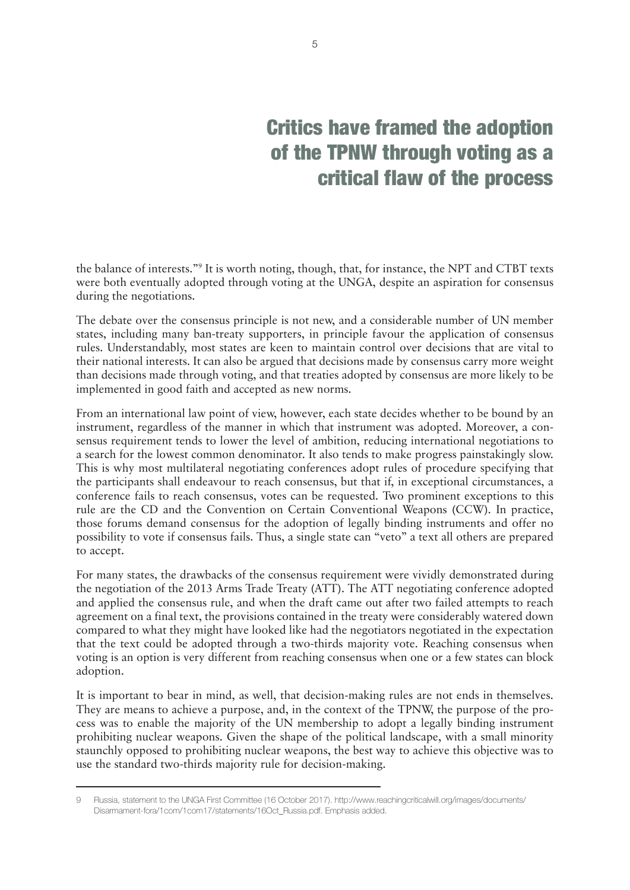> **Critics have framed the adoption of the TPNW through voting as a critical flaw of the process**

the balance of interests."[9] It is worth noting, though, that, for instance, the NPT and CTBT texts were both eventually adopted through voting at the UNGA, despite an aspiration for consensus during the negotiations.

The debate over the consensus principle is not new, and a considerable number of UN member states, including many ban-treaty supporters, in principle favour the application of consensus rules. Understandably, most states are keen to maintain control over decisions that are vital to their national interests. It can also be argued that decisions made by consensus carry more weight than decisions made through voting, and that treaties adopted by consensus are more likely to be implemented in good faith and accepted as new norms.

From an international law point of view, however, each state decides whether to be bound by an instrument, regardless of the manner in which that instrument was adopted. Moreover, a consensus requirement tends to lower the level of ambition, reducing international negotiations to a search for the lowest common denominator. It also tends to make progress painstakingly slow. This is why most multilateral negotiating conferences adopt rules of procedure specifying that the participants shall endeavour to reach consensus, but that if, in exceptional circumstances, a conference fails to reach consensus, votes can be requested. Two prominent exceptions to this rule are the CD and the Convention on Certain Conventional Weapons (CCW). In practice, those forums demand consensus for the adoption of legally binding instruments and offer no possibility to vote if consensus fails. Thus, a single state can "veto" a text all others are prepared to accept.

For many states, the drawbacks of the consensus requirement were vividly demonstrated during the negotiation of the 2013 Arms Trade Treaty (ATT). The ATT negotiating conference adopted and applied the consensus rule, and when the draft came out after two failed attempts to reach agreement on a final text, the provisions contained in the treaty were considerably watered down compared to what they might have looked like had the negotiators negotiated in the expectation that the text could be adopted through a two-thirds majority vote. Reaching consensus when voting is an option is very different from reaching consensus when one or a few states can block adoption.

It is important to bear in mind, as well, that decision-making rules are not ends in themselves. They are means to achieve a purpose, and, in the context of the TPNW, the purpose of the process was to enable the majority of the UN membership to adopt a legally binding instrument prohibiting nuclear weapons. Given the shape of the political landscape, with a small minority staunchly opposed to prohibiting nuclear weapons, the best way to achieve this objective was to use the standard two-thirds majority rule for decision-making.

---

9 Russia, statement to the UNGA First Committee (16 October 2017). http://www.reachingcriticalwill.org/images/documents/Disarmament-fora/1com/1com17/statements/16Oct_Russia.pdf. Emphasis added.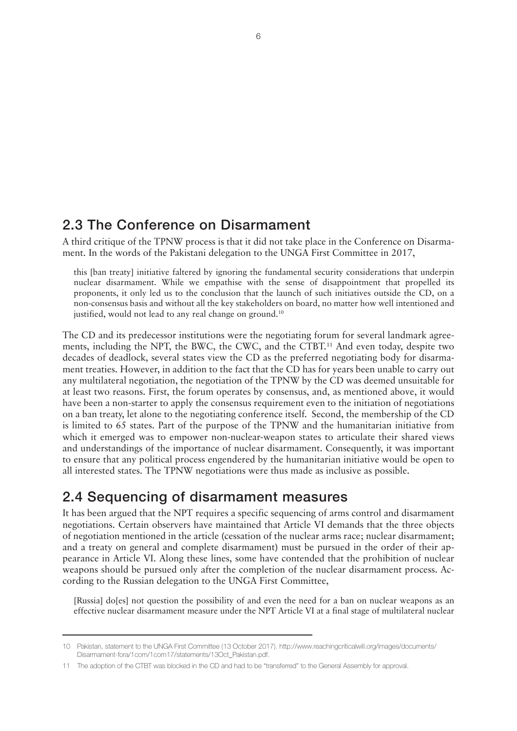## 2.3 The Conference on Disarmament

A third critique of the TPNW process is that it did not take place in the Conference on Disarmament. In the words of the Pakistani delegation to the UNGA First Committee in 2017,

> this [ban treaty] initiative faltered by ignoring the fundamental security considerations that underpin nuclear disarmament. While we empathise with the sense of disappointment that propelled its proponents, it only led us to the conclusion that the launch of such initiatives outside the CD, on a non-consensus basis and without all the key stakeholders on board, no matter how well intentioned and justified, would not lead to any real change on ground.[10]

The CD and its predecessor institutions were the negotiating forum for several landmark agreements, including the NPT, the BWC, the CWC, and the CTBT.[11] And even today, despite two decades of deadlock, several states view the CD as the preferred negotiating body for disarmament treaties. However, in addition to the fact that the CD has for years been unable to carry out any multilateral negotiation, the negotiation of the TPNW by the CD was deemed unsuitable for at least two reasons. First, the forum operates by consensus, and, as mentioned above, it would have been a non-starter to apply the consensus requirement even to the initiation of negotiations on a ban treaty, let alone to the negotiating conference itself. Second, the membership of the CD is limited to 65 states. Part of the purpose of the TPNW and the humanitarian initiative from which it emerged was to empower non-nuclear-weapon states to articulate their shared views and understandings of the importance of nuclear disarmament. Consequently, it was important to ensure that any political process engendered by the humanitarian initiative would be open to all interested states. The TPNW negotiations were thus made as inclusive as possible.

## 2.4 Sequencing of disarmament measures

It has been argued that the NPT requires a specific sequencing of arms control and disarmament negotiations. Certain observers have maintained that Article VI demands that the three objects of negotiation mentioned in the article (cessation of the nuclear arms race; nuclear disarmament; and a treaty on general and complete disarmament) must be pursued in the order of their appearance in Article VI. Along these lines, some have contended that the prohibition of nuclear weapons should be pursued only after the completion of the nuclear disarmament process. According to the Russian delegation to the UNGA First Committee,

> [Russia] do[es] not question the possibility of and even the need for a ban on nuclear weapons as an effective nuclear disarmament measure under the NPT Article VI at a final stage of multilateral nuclear

---

10 Pakistan, statement to the UNGA First Committee (13 October 2017). http://www.reachingcriticalwill.org/images/documents/Disarmament-fora/1com/1com17/statements/13Oct_Pakistan.pdf.

11 The adoption of the CTBT was blocked in the CD and had to be "transferred" to the General Assembly for approval.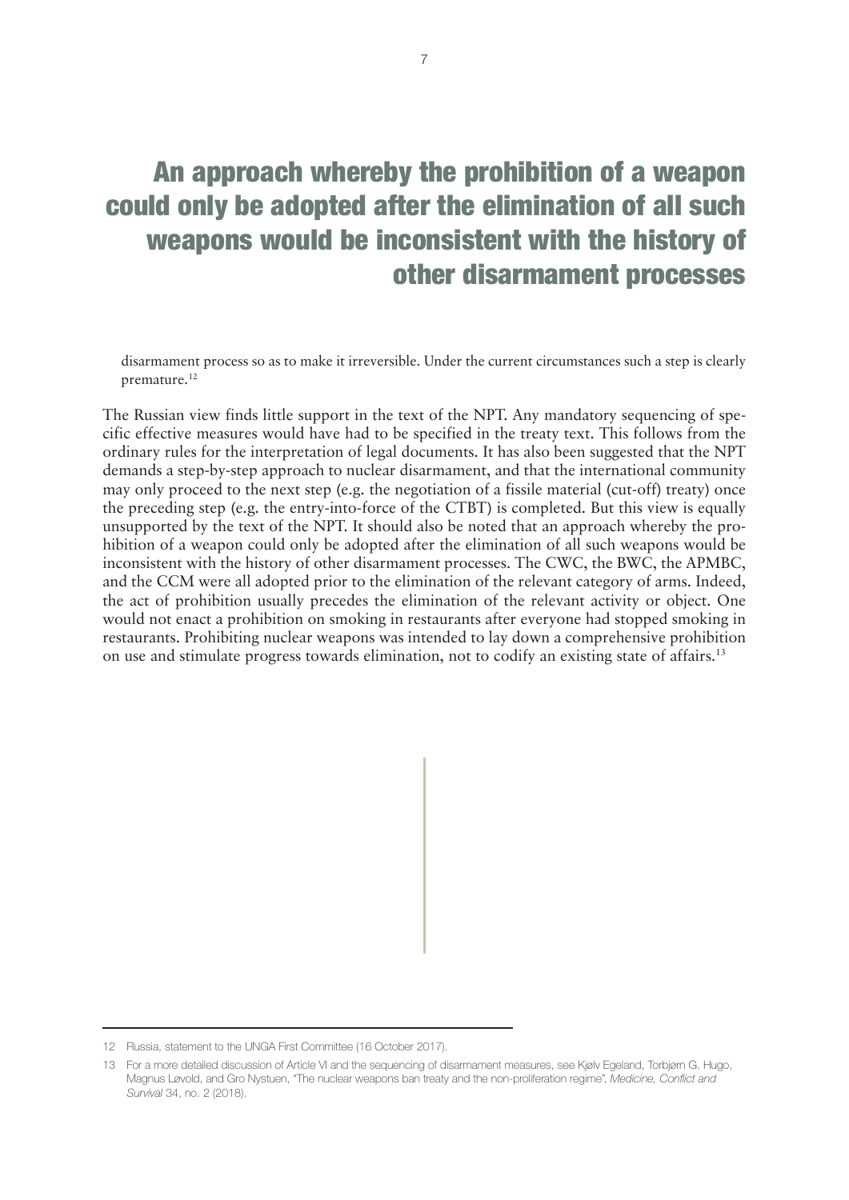## An approach whereby the prohibition of a weapon could only be adopted after the elimination of all such weapons would be inconsistent with the history of other disarmament processes

> disarmament process so as to make it irreversible. Under the current circumstances such a step is clearly premature.[12]

The Russian view finds little support in the text of the NPT. Any mandatory sequencing of specific effective measures would have had to be specified in the treaty text. This follows from the ordinary rules for the interpretation of legal documents. It has also been suggested that the NPT demands a step-by-step approach to nuclear disarmament, and that the international community may only proceed to the next step (e.g. the negotiation of a fissile material (cut-off) treaty) once the preceding step (e.g. the entry-into-force of the CTBT) is completed. But this view is equally unsupported by the text of the NPT. It should also be noted that an approach whereby the prohibition of a weapon could only be adopted after the elimination of all such weapons would be inconsistent with the history of other disarmament processes. The CWC, the BWC, the APMBC, and the CCM were all adopted prior to the elimination of the relevant category of arms. Indeed, the act of prohibition usually precedes the elimination of the relevant activity or object. One would not enact a prohibition on smoking in restaurants after everyone had stopped smoking in restaurants. Prohibiting nuclear weapons was intended to lay down a comprehensive prohibition on use and stimulate progress towards elimination, not to codify an existing state of affairs.[13]

---

12 Russia, statement to the UNGA First Committee (16 October 2017).

13 For a more detailed discussion of Article VI and the sequencing of disarmament measures, see Kjølv Egeland, Torbjørn G. Hugo, Magnus Løvold, and Gro Nystuen, "The nuclear weapons ban treaty and the non-proliferation regime", *Medicine, Conflict and Survival* 34, no. 2 (2018).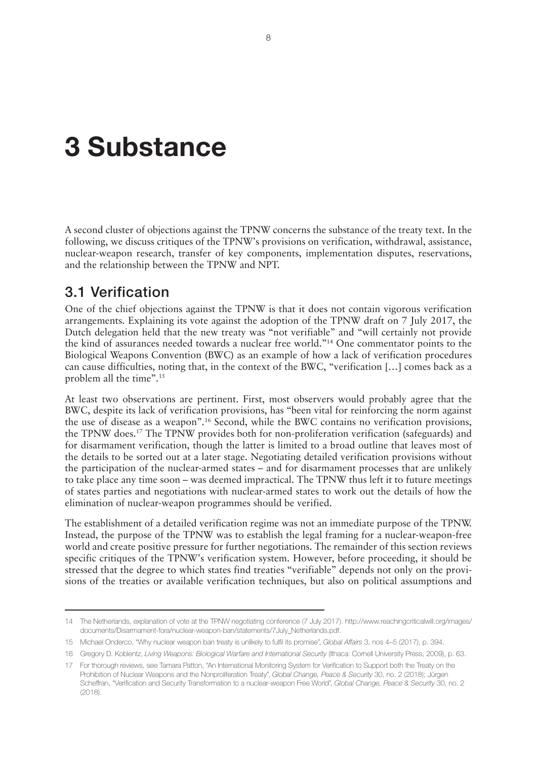# 3 Substance

A second cluster of objections against the TPNW concerns the substance of the treaty text. In the following, we discuss critiques of the TPNW's provisions on verification, withdrawal, assistance, nuclear-weapon research, transfer of key components, implementation disputes, reservations, and the relationship between the TPNW and NPT.

## 3.1 Verification

One of the chief objections against the TPNW is that it does not contain vigorous verification arrangements. Explaining its vote against the adoption of the TPNW draft on 7 July 2017, the Dutch delegation held that the new treaty was "not verifiable" and "will certainly not provide the kind of assurances needed towards a nuclear free world."[14] One commentator points to the Biological Weapons Convention (BWC) as an example of how a lack of verification procedures can cause difficulties, noting that, in the context of the BWC, "verification […] comes back as a problem all the time".[15]

At least two observations are pertinent. First, most observers would probably agree that the BWC, despite its lack of verification provisions, has "been vital for reinforcing the norm against the use of disease as a weapon".[16] Second, while the BWC contains no verification provisions, the TPNW does.[17] The TPNW provides both for non-proliferation verification (safeguards) and for disarmament verification, though the latter is limited to a broad outline that leaves most of the details to be sorted out at a later stage. Negotiating detailed verification provisions without the participation of the nuclear-armed states – and for disarmament processes that are unlikely to take place any time soon – was deemed impractical. The TPNW thus left it to future meetings of states parties and negotiations with nuclear-armed states to work out the details of how the elimination of nuclear-weapon programmes should be verified.

The establishment of a detailed verification regime was not an immediate purpose of the TPNW. Instead, the purpose of the TPNW was to establish the legal framing for a nuclear-weapon-free world and create positive pressure for further negotiations. The remainder of this section reviews specific critiques of the TPNW's verification system. However, before proceeding, it should be stressed that the degree to which states find treaties "verifiable" depends not only on the provisions of the treaties or available verification techniques, but also on political assumptions and

---

14 The Netherlands, explanation of vote at the TPNW negotiating conference (7 July 2017). http://www.reachingcriticalwill.org/images/documents/Disarmament-fora/nuclear-weapon-ban/statements/7July_Netherlands.pdf.

15 Michael Onderco, "Why nuclear weapon ban treaty is unlikely to fulfil its promise", *Global Affairs* 3, nos 4–5 (2017), p. 394.

16 Gregory D. Koblentz, *Living Weapons: Biological Warfare and International Security* (Ithaca: Cornell University Press, 2009), p. 63.

17 For thorough reviews, see Tamara Patton, "An International Monitoring System for Verification to Support both the Treaty on the Prohibition of Nuclear Weapons and the Nonproliferation Treaty", *Global Change, Peace & Security* 30, no. 2 (2018); Jürgen Scheffran, "Verification and Security Transformation to a nuclear-weapon Free World", *Global Change, Peace & Security* 30, no. 2 (2018).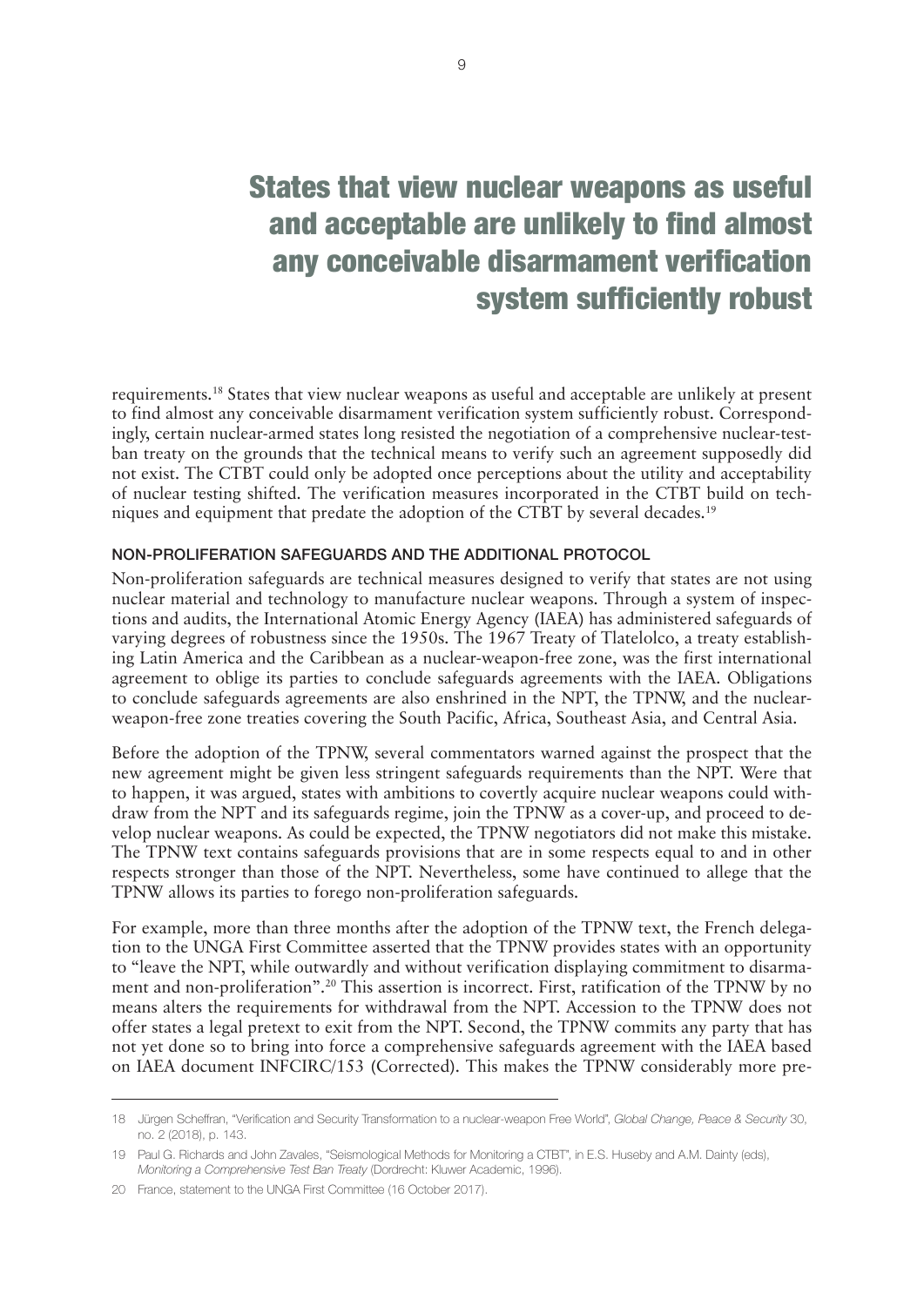> **States that view nuclear weapons as useful and acceptable are unlikely to find almost any conceivable disarmament verification system sufficiently robust**

requirements.[18] States that view nuclear weapons as useful and acceptable are unlikely at present to find almost any conceivable disarmament verification system sufficiently robust. Correspondingly, certain nuclear-armed states long resisted the negotiation of a comprehensive nuclear-test-ban treaty on the grounds that the technical means to verify such an agreement supposedly did not exist. The CTBT could only be adopted once perceptions about the utility and acceptability of nuclear testing shifted. The verification measures incorporated in the CTBT build on techniques and equipment that predate the adoption of the CTBT by several decades.[19]

### NON-PROLIFERATION SAFEGUARDS AND THE ADDITIONAL PROTOCOL

Non-proliferation safeguards are technical measures designed to verify that states are not using nuclear material and technology to manufacture nuclear weapons. Through a system of inspections and audits, the International Atomic Energy Agency (IAEA) has administered safeguards of varying degrees of robustness since the 1950s. The 1967 Treaty of Tlatelolco, a treaty establishing Latin America and the Caribbean as a nuclear-weapon-free zone, was the first international agreement to oblige its parties to conclude safeguards agreements with the IAEA. Obligations to conclude safeguards agreements are also enshrined in the NPT, the TPNW, and the nuclear-weapon-free zone treaties covering the South Pacific, Africa, Southeast Asia, and Central Asia.

Before the adoption of the TPNW, several commentators warned against the prospect that the new agreement might be given less stringent safeguards requirements than the NPT. Were that to happen, it was argued, states with ambitions to covertly acquire nuclear weapons could withdraw from the NPT and its safeguards regime, join the TPNW as a cover-up, and proceed to develop nuclear weapons. As could be expected, the TPNW negotiators did not make this mistake. The TPNW text contains safeguards provisions that are in some respects equal to and in other respects stronger than those of the NPT. Nevertheless, some have continued to allege that the TPNW allows its parties to forego non-proliferation safeguards.

For example, more than three months after the adoption of the TPNW text, the French delegation to the UNGA First Committee asserted that the TPNW provides states with an opportunity to "leave the NPT, while outwardly and without verification displaying commitment to disarmament and non-proliferation".[20] This assertion is incorrect. First, ratification of the TPNW by no means alters the requirements for withdrawal from the NPT. Accession to the TPNW does not offer states a legal pretext to exit from the NPT. Second, the TPNW commits any party that has not yet done so to bring into force a comprehensive safeguards agreement with the IAEA based on IAEA document INFCIRC/153 (Corrected). This makes the TPNW considerably more pre-

---

18 Jürgen Scheffran, "Verification and Security Transformation to a nuclear-weapon Free World", *Global Change, Peace & Security* 30, no. 2 (2018), p. 143.

19 Paul G. Richards and John Zavales, "Seismological Methods for Monitoring a CTBT", in E.S. Huseby and A.M. Dainty (eds), *Monitoring a Comprehensive Test Ban Treaty* (Dordrecht: Kluwer Academic, 1996).

20 France, statement to the UNGA First Committee (16 October 2017).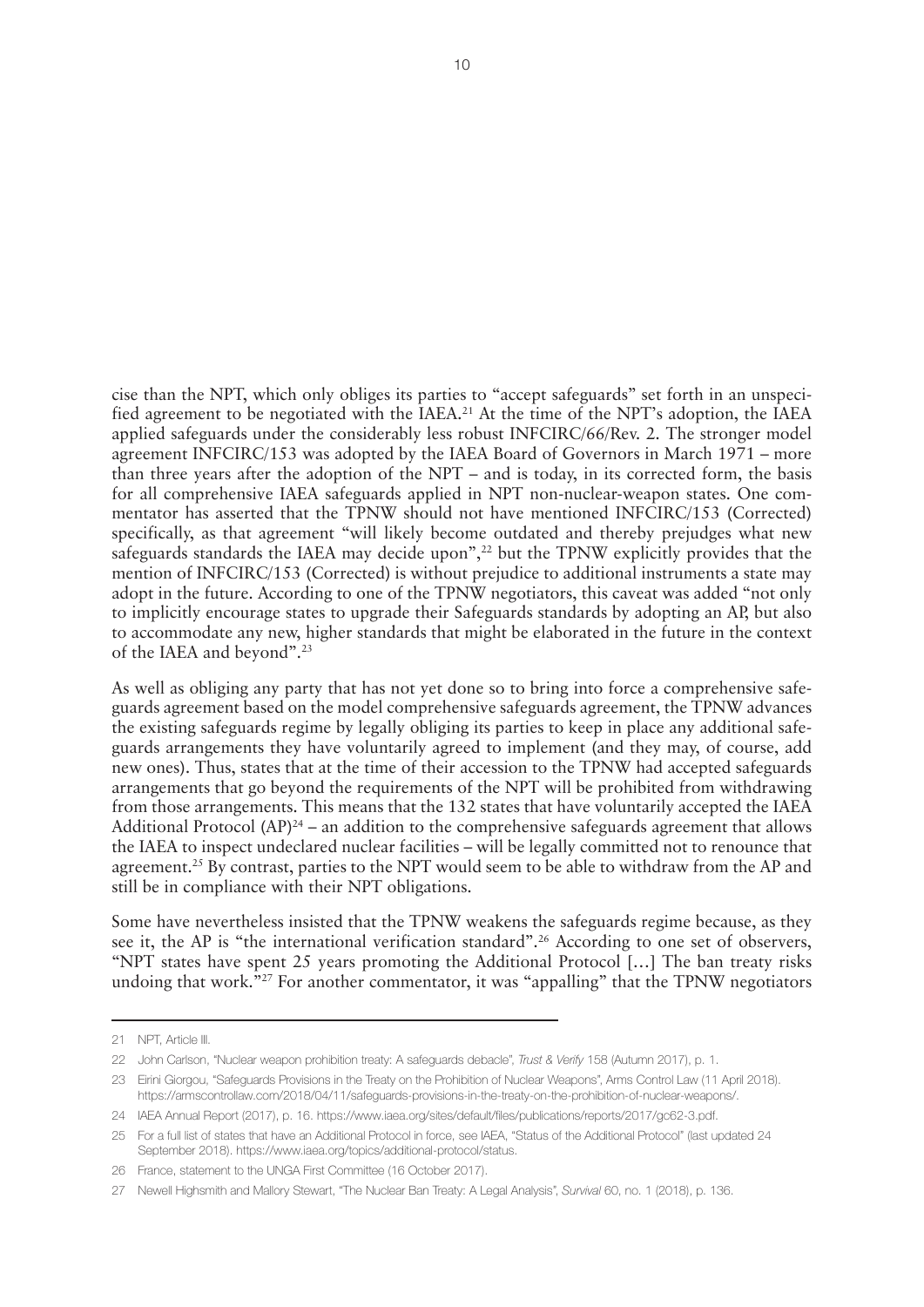cise than the NPT, which only obliges its parties to "accept safeguards" set forth in an unspecified agreement to be negotiated with the IAEA.[21] At the time of the NPT's adoption, the IAEA applied safeguards under the considerably less robust INFCIRC/66/Rev. 2. The stronger model agreement INFCIRC/153 was adopted by the IAEA Board of Governors in March 1971 – more than three years after the adoption of the NPT – and is today, in its corrected form, the basis for all comprehensive IAEA safeguards applied in NPT non-nuclear-weapon states. One commentator has asserted that the TPNW should not have mentioned INFCIRC/153 (Corrected) specifically, as that agreement "will likely become outdated and thereby prejudges what new safeguards standards the IAEA may decide upon",[22] but the TPNW explicitly provides that the mention of INFCIRC/153 (Corrected) is without prejudice to additional instruments a state may adopt in the future. According to one of the TPNW negotiators, this caveat was added "not only to implicitly encourage states to upgrade their Safeguards standards by adopting an AP, but also to accommodate any new, higher standards that might be elaborated in the future in the context of the IAEA and beyond".[23]

As well as obliging any party that has not yet done so to bring into force a comprehensive safeguards agreement based on the model comprehensive safeguards agreement, the TPNW advances the existing safeguards regime by legally obliging its parties to keep in place any additional safeguards arrangements they have voluntarily agreed to implement (and they may, of course, add new ones). Thus, states that at the time of their accession to the TPNW had accepted safeguards arrangements that go beyond the requirements of the NPT will be prohibited from withdrawing from those arrangements. This means that the 132 states that have voluntarily accepted the IAEA Additional Protocol (AP)[24] – an addition to the comprehensive safeguards agreement that allows the IAEA to inspect undeclared nuclear facilities – will be legally committed not to renounce that agreement.[25] By contrast, parties to the NPT would seem to be able to withdraw from the AP and still be in compliance with their NPT obligations.

Some have nevertheless insisted that the TPNW weakens the safeguards regime because, as they see it, the AP is "the international verification standard".[26] According to one set of observers, "NPT states have spent 25 years promoting the Additional Protocol […] The ban treaty risks undoing that work."[27] For another commentator, it was "appalling" that the TPNW negotiators

---

21 NPT, Article III.

22 John Carlson, "Nuclear weapon prohibition treaty: A safeguards debacle", *Trust & Verify* 158 (Autumn 2017), p. 1.

23 Eirini Giorgou, "Safeguards Provisions in the Treaty on the Prohibition of Nuclear Weapons", Arms Control Law (11 April 2018). https://armscontrollaw.com/2018/04/11/safeguards-provisions-in-the-treaty-on-the-prohibition-of-nuclear-weapons/.

24 IAEA Annual Report (2017), p. 16. https://www.iaea.org/sites/default/files/publications/reports/2017/gc62-3.pdf.

25 For a full list of states that have an Additional Protocol in force, see IAEA, "Status of the Additional Protocol" (last updated 24 September 2018). https://www.iaea.org/topics/additional-protocol/status.

26 France, statement to the UNGA First Committee (16 October 2017).

27 Newell Highsmith and Mallory Stewart, "The Nuclear Ban Treaty: A Legal Analysis", *Survival* 60, no. 1 (2018), p. 136.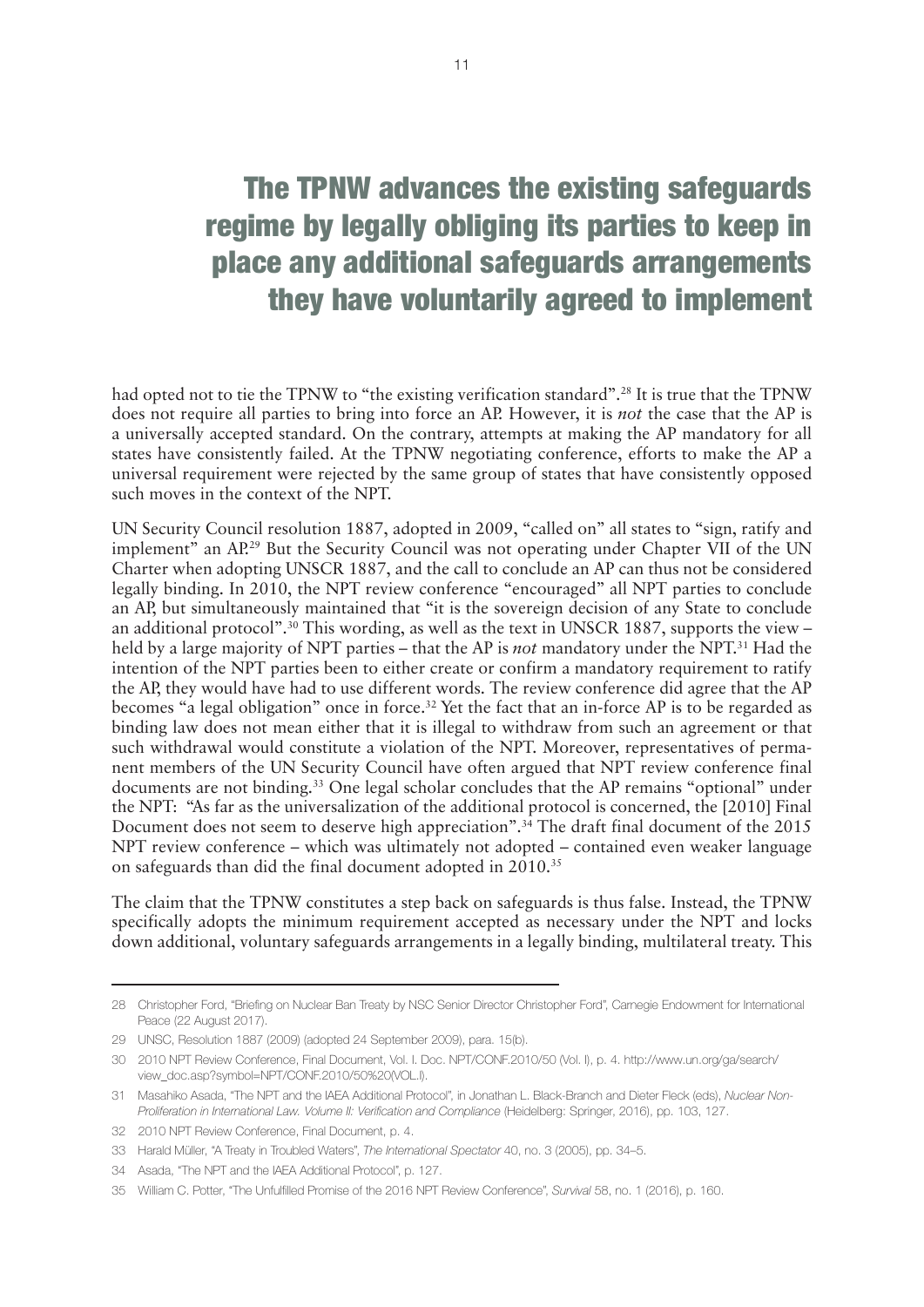## The TPNW advances the existing safeguards regime by legally obliging its parties to keep in place any additional safeguards arrangements they have voluntarily agreed to implement

had opted not to tie the TPNW to "the existing verification standard".[28] It is true that the TPNW does not require all parties to bring into force an AP. However, it is *not* the case that the AP is a universally accepted standard. On the contrary, attempts at making the AP mandatory for all states have consistently failed. At the TPNW negotiating conference, efforts to make the AP a universal requirement were rejected by the same group of states that have consistently opposed such moves in the context of the NPT.

UN Security Council resolution 1887, adopted in 2009, "called on" all states to "sign, ratify and implement" an AP.[29] But the Security Council was not operating under Chapter VII of the UN Charter when adopting UNSCR 1887, and the call to conclude an AP can thus not be considered legally binding. In 2010, the NPT review conference "encouraged" all NPT parties to conclude an AP, but simultaneously maintained that "it is the sovereign decision of any State to conclude an additional protocol".[30] This wording, as well as the text in UNSCR 1887, supports the view – held by a large majority of NPT parties – that the AP is *not* mandatory under the NPT.[31] Had the intention of the NPT parties been to either create or confirm a mandatory requirement to ratify the AP, they would have had to use different words. The review conference did agree that the AP becomes "a legal obligation" once in force.[32] Yet the fact that an in-force AP is to be regarded as binding law does not mean either that it is illegal to withdraw from such an agreement or that such withdrawal would constitute a violation of the NPT. Moreover, representatives of permanent members of the UN Security Council have often argued that NPT review conference final documents are not binding.[33] One legal scholar concludes that the AP remains "optional" under the NPT: "As far as the universalization of the additional protocol is concerned, the [2010] Final Document does not seem to deserve high appreciation".[34] The draft final document of the 2015 NPT review conference – which was ultimately not adopted – contained even weaker language on safeguards than did the final document adopted in 2010.[35]

The claim that the TPNW constitutes a step back on safeguards is thus false. Instead, the TPNW specifically adopts the minimum requirement accepted as necessary under the NPT and locks down additional, voluntary safeguards arrangements in a legally binding, multilateral treaty. This

---

28 Christopher Ford, "Briefing on Nuclear Ban Treaty by NSC Senior Director Christopher Ford", Carnegie Endowment for International Peace (22 August 2017).

29 UNSC, Resolution 1887 (2009) (adopted 24 September 2009), para. 15(b).

30 2010 NPT Review Conference, Final Document, Vol. I. Doc. NPT/CONF.2010/50 (Vol. I), p. 4. http://www.un.org/ga/search/view_doc.asp?symbol=NPT/CONF.2010/50%20(VOL.I).

31 Masahiko Asada, "The NPT and the IAEA Additional Protocol", in Jonathan L. Black-Branch and Dieter Fleck (eds), *Nuclear Non-Proliferation in International Law. Volume II: Verification and Compliance* (Heidelberg: Springer, 2016), pp. 103, 127.

32 2010 NPT Review Conference, Final Document, p. 4.

33 Harald Müller, "A Treaty in Troubled Waters", *The International Spectator* 40, no. 3 (2005), pp. 34–5.

34 Asada, "The NPT and the IAEA Additional Protocol", p. 127.

35 William C. Potter, "The Unfulfilled Promise of the 2016 NPT Review Conference", *Survival* 58, no. 1 (2016), p. 160.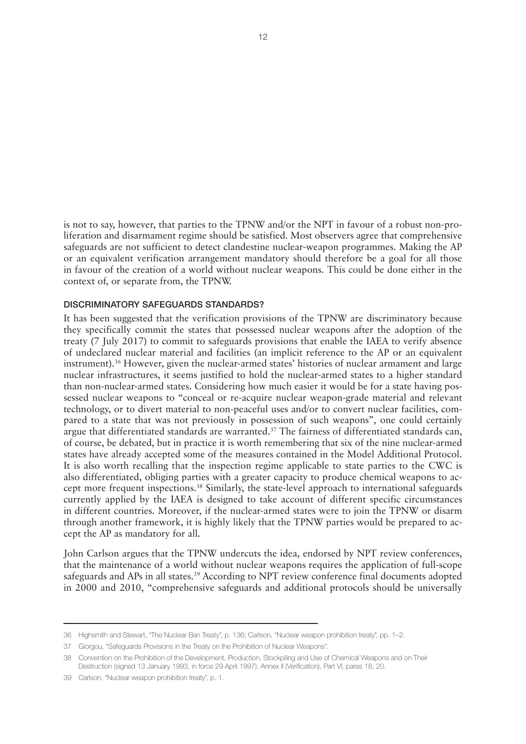is not to say, however, that parties to the TPNW and/or the NPT in favour of a robust non-proliferation and disarmament regime should be satisfied. Most observers agree that comprehensive safeguards are not sufficient to detect clandestine nuclear-weapon programmes. Making the AP or an equivalent verification arrangement mandatory should therefore be a goal for all those in favour of the creation of a world without nuclear weapons. This could be done either in the context of, or separate from, the TPNW.

### DISCRIMINATORY SAFEGUARDS STANDARDS?

It has been suggested that the verification provisions of the TPNW are discriminatory because they specifically commit the states that possessed nuclear weapons after the adoption of the treaty (7 July 2017) to commit to safeguards provisions that enable the IAEA to verify absence of undeclared nuclear material and facilities (an implicit reference to the AP or an equivalent instrument).[36] However, given the nuclear-armed states' histories of nuclear armament and large nuclear infrastructures, it seems justified to hold the nuclear-armed states to a higher standard than non-nuclear-armed states. Considering how much easier it would be for a state having possessed nuclear weapons to "conceal or re-acquire nuclear weapon-grade material and relevant technology, or to divert material to non-peaceful uses and/or to convert nuclear facilities, compared to a state that was not previously in possession of such weapons", one could certainly argue that differentiated standards are warranted.[37] The fairness of differentiated standards can, of course, be debated, but in practice it is worth remembering that six of the nine nuclear-armed states have already accepted some of the measures contained in the Model Additional Protocol. It is also worth recalling that the inspection regime applicable to state parties to the CWC is also differentiated, obliging parties with a greater capacity to produce chemical weapons to accept more frequent inspections.[38] Similarly, the state-level approach to international safeguards currently applied by the IAEA is designed to take account of different specific circumstances in different countries. Moreover, if the nuclear-armed states were to join the TPNW or disarm through another framework, it is highly likely that the TPNW parties would be prepared to accept the AP as mandatory for all.

John Carlson argues that the TPNW undercuts the idea, endorsed by NPT review conferences, that the maintenance of a world without nuclear weapons requires the application of full-scope safeguards and APs in all states.[39] According to NPT review conference final documents adopted in 2000 and 2010, "comprehensive safeguards and additional protocols should be universally

---

36 Highsmith and Stewart, "The Nuclear Ban Treaty", p. 136; Carlson, "Nuclear weapon prohibition treaty", pp. 1–2.

37 Giorgou, "Safeguards Provisions in the Treaty on the Prohibition of Nuclear Weapons".

38 Convention on the Prohibition of the Development, Production, Stockpiling and Use of Chemical Weapons and on Their Destruction (signed 13 January 1993, in force 29 April 1997). Annex II (Verification), Part VI, paras 18, 20.

39 Carlson, "Nuclear weapon prohibition treaty", p. 1.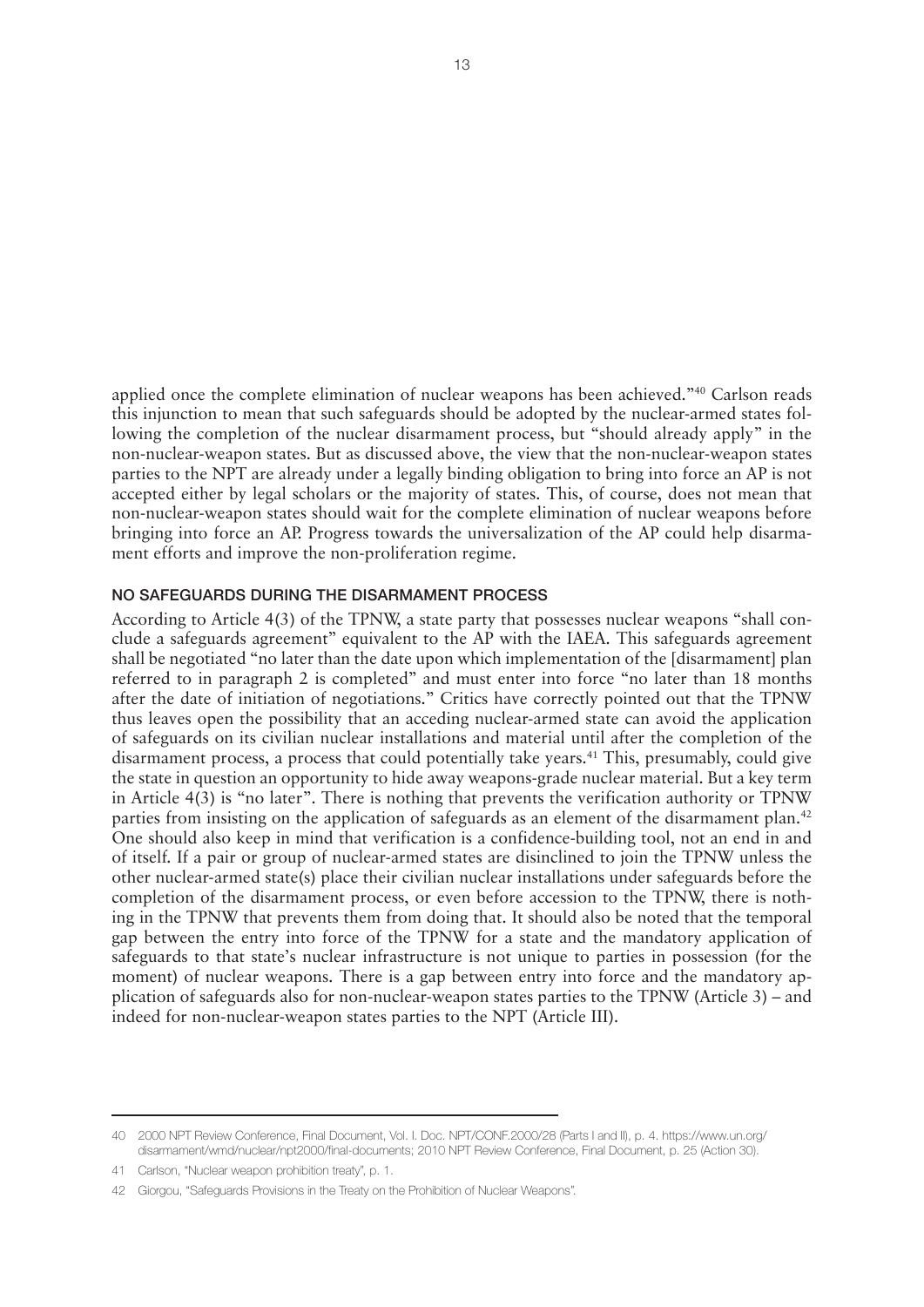applied once the complete elimination of nuclear weapons has been achieved."[40] Carlson reads this injunction to mean that such safeguards should be adopted by the nuclear-armed states following the completion of the nuclear disarmament process, but "should already apply" in the non-nuclear-weapon states. But as discussed above, the view that the non-nuclear-weapon states parties to the NPT are already under a legally binding obligation to bring into force an AP is not accepted either by legal scholars or the majority of states. This, of course, does not mean that non-nuclear-weapon states should wait for the complete elimination of nuclear weapons before bringing into force an AP. Progress towards the universalization of the AP could help disarmament efforts and improve the non-proliferation regime.

### NO SAFEGUARDS DURING THE DISARMAMENT PROCESS

According to Article 4(3) of the TPNW, a state party that possesses nuclear weapons "shall conclude a safeguards agreement" equivalent to the AP with the IAEA. This safeguards agreement shall be negotiated "no later than the date upon which implementation of the [disarmament] plan referred to in paragraph 2 is completed" and must enter into force "no later than 18 months after the date of initiation of negotiations." Critics have correctly pointed out that the TPNW thus leaves open the possibility that an acceding nuclear-armed state can avoid the application of safeguards on its civilian nuclear installations and material until after the completion of the disarmament process, a process that could potentially take years.[41] This, presumably, could give the state in question an opportunity to hide away weapons-grade nuclear material. But a key term in Article 4(3) is "no later". There is nothing that prevents the verification authority or TPNW parties from insisting on the application of safeguards as an element of the disarmament plan.[42] One should also keep in mind that verification is a confidence-building tool, not an end in and of itself. If a pair or group of nuclear-armed states are disinclined to join the TPNW unless the other nuclear-armed state(s) place their civilian nuclear installations under safeguards before the completion of the disarmament process, or even before accession to the TPNW, there is nothing in the TPNW that prevents them from doing that. It should also be noted that the temporal gap between the entry into force of the TPNW for a state and the mandatory application of safeguards to that state's nuclear infrastructure is not unique to parties in possession (for the moment) of nuclear weapons. There is a gap between entry into force and the mandatory application of safeguards also for non-nuclear-weapon states parties to the TPNW (Article 3) – and indeed for non-nuclear-weapon states parties to the NPT (Article III).

---

40 2000 NPT Review Conference, Final Document, Vol. I. Doc. NPT/CONF.2000/28 (Parts I and II), p. 4. https://www.un.org/disarmament/wmd/nuclear/npt2000/final-documents; 2010 NPT Review Conference, Final Document, p. 25 (Action 30).

41 Carlson, "Nuclear weapon prohibition treaty", p. 1.

42 Giorgou, "Safeguards Provisions in the Treaty on the Prohibition of Nuclear Weapons".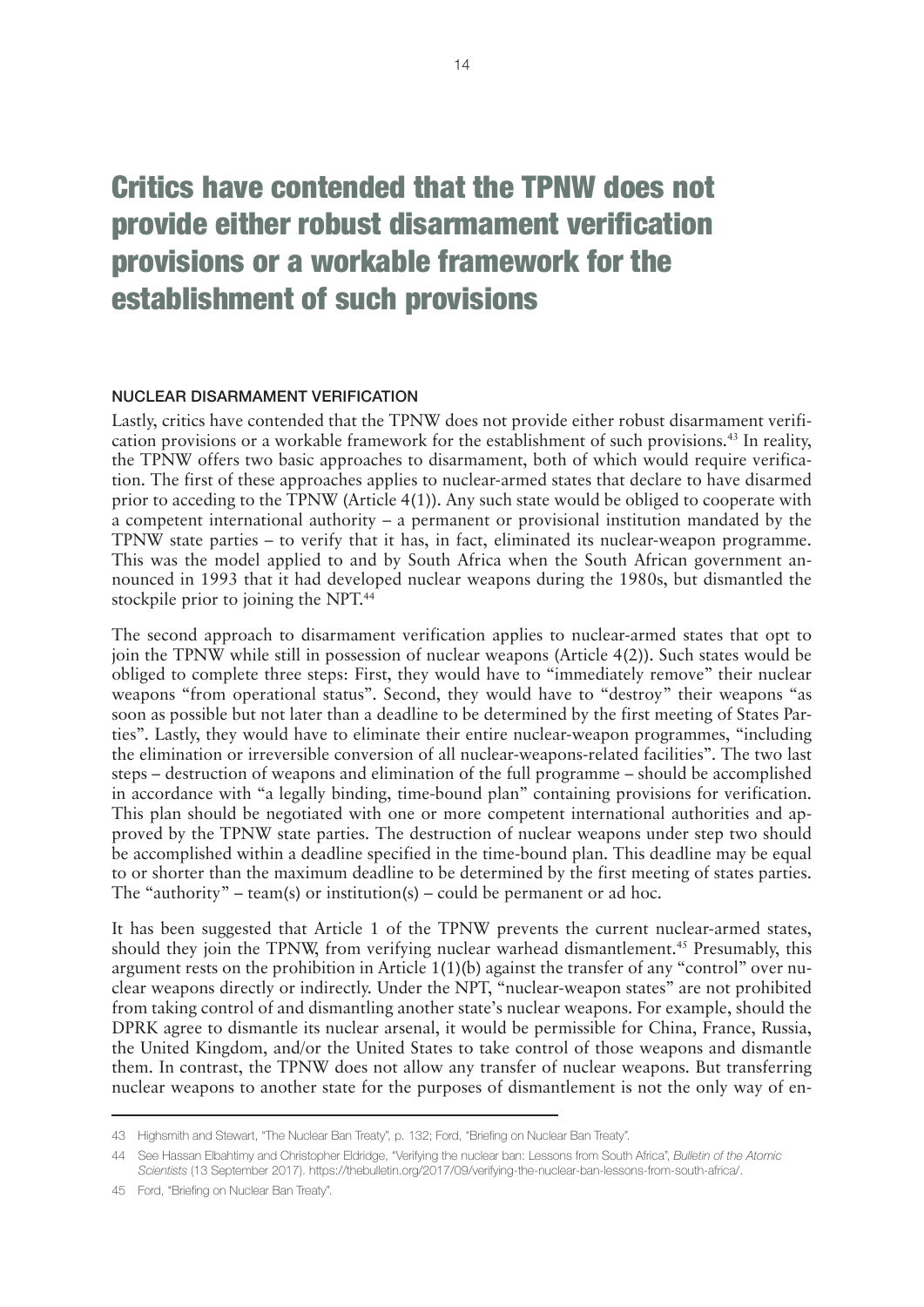# Critics have contended that the TPNW does not provide either robust disarmament verification provisions or a workable framework for the establishment of such provisions

### NUCLEAR DISARMAMENT VERIFICATION

Lastly, critics have contended that the TPNW does not provide either robust disarmament verification provisions or a workable framework for the establishment of such provisions.[43] In reality, the TPNW offers two basic approaches to disarmament, both of which would require verification. The first of these approaches applies to nuclear-armed states that declare to have disarmed prior to acceding to the TPNW (Article 4(1)). Any such state would be obliged to cooperate with a competent international authority – a permanent or provisional institution mandated by the TPNW state parties – to verify that it has, in fact, eliminated its nuclear-weapon programme. This was the model applied to and by South Africa when the South African government announced in 1993 that it had developed nuclear weapons during the 1980s, but dismantled the stockpile prior to joining the NPT.[44]

The second approach to disarmament verification applies to nuclear-armed states that opt to join the TPNW while still in possession of nuclear weapons (Article 4(2)). Such states would be obliged to complete three steps: First, they would have to "immediately remove" their nuclear weapons "from operational status". Second, they would have to "destroy" their weapons "as soon as possible but not later than a deadline to be determined by the first meeting of States Parties". Lastly, they would have to eliminate their entire nuclear-weapon programmes, "including the elimination or irreversible conversion of all nuclear-weapons-related facilities". The two last steps – destruction of weapons and elimination of the full programme – should be accomplished in accordance with "a legally binding, time-bound plan" containing provisions for verification. This plan should be negotiated with one or more competent international authorities and approved by the TPNW state parties. The destruction of nuclear weapons under step two should be accomplished within a deadline specified in the time-bound plan. This deadline may be equal to or shorter than the maximum deadline to be determined by the first meeting of states parties. The "authority" – team(s) or institution(s) – could be permanent or ad hoc.

It has been suggested that Article 1 of the TPNW prevents the current nuclear-armed states, should they join the TPNW, from verifying nuclear warhead dismantlement.[45] Presumably, this argument rests on the prohibition in Article 1(1)(b) against the transfer of any "control" over nuclear weapons directly or indirectly. Under the NPT, "nuclear-weapon states" are not prohibited from taking control of and dismantling another state's nuclear weapons. For example, should the DPRK agree to dismantle its nuclear arsenal, it would be permissible for China, France, Russia, the United Kingdom, and/or the United States to take control of those weapons and dismantle them. In contrast, the TPNW does not allow any transfer of nuclear weapons. But transferring nuclear weapons to another state for the purposes of dismantlement is not the only way of en-

---

43 Highsmith and Stewart, "The Nuclear Ban Treaty", p. 132; Ford, "Briefing on Nuclear Ban Treaty".

44 See Hassan Elbahtimy and Christopher Eldridge, "Verifying the nuclear ban: Lessons from South Africa", *Bulletin of the Atomic Scientists* (13 September 2017). https://thebulletin.org/2017/09/verifying-the-nuclear-ban-lessons-from-south-africa/.

45 Ford, "Briefing on Nuclear Ban Treaty".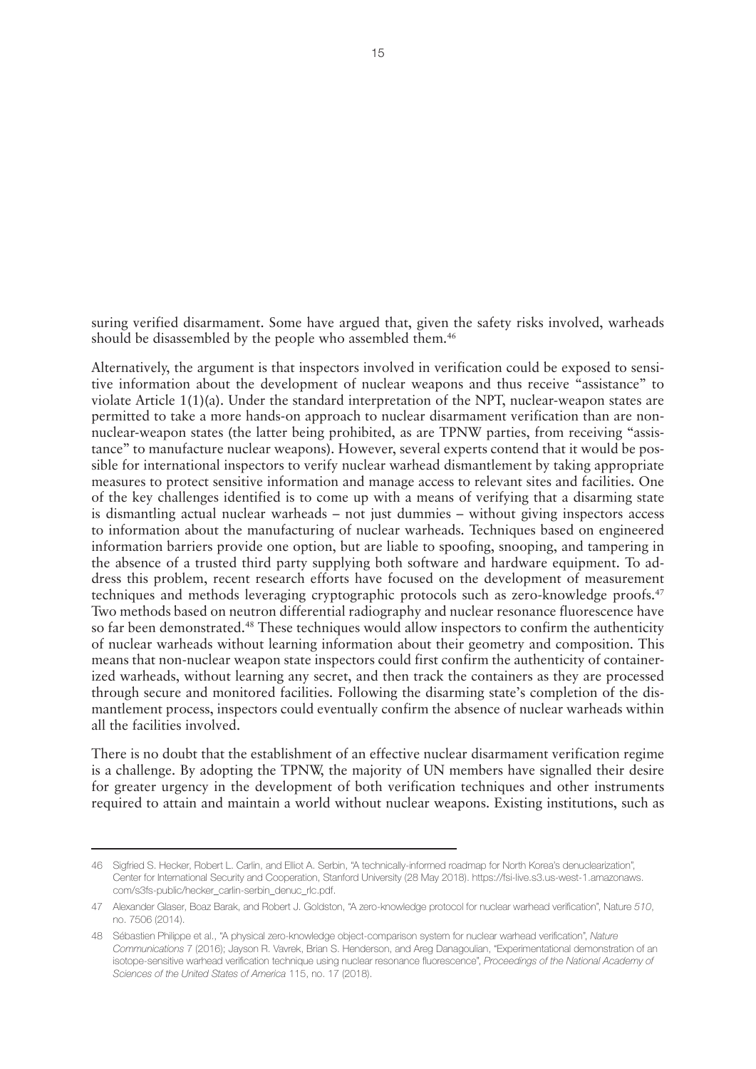suring verified disarmament. Some have argued that, given the safety risks involved, warheads should be disassembled by the people who assembled them.[46]

Alternatively, the argument is that inspectors involved in verification could be exposed to sensitive information about the development of nuclear weapons and thus receive "assistance" to violate Article 1(1)(a). Under the standard interpretation of the NPT, nuclear-weapon states are permitted to take a more hands-on approach to nuclear disarmament verification than are non-nuclear-weapon states (the latter being prohibited, as are TPNW parties, from receiving "assistance" to manufacture nuclear weapons). However, several experts contend that it would be possible for international inspectors to verify nuclear warhead dismantlement by taking appropriate measures to protect sensitive information and manage access to relevant sites and facilities. One of the key challenges identified is to come up with a means of verifying that a disarming state is dismantling actual nuclear warheads – not just dummies – without giving inspectors access to information about the manufacturing of nuclear warheads. Techniques based on engineered information barriers provide one option, but are liable to spoofing, snooping, and tampering in the absence of a trusted third party supplying both software and hardware equipment. To address this problem, recent research efforts have focused on the development of measurement techniques and methods leveraging cryptographic protocols such as zero-knowledge proofs.[47] Two methods based on neutron differential radiography and nuclear resonance fluorescence have so far been demonstrated.[48] These techniques would allow inspectors to confirm the authenticity of nuclear warheads without learning information about their geometry and composition. This means that non-nuclear weapon state inspectors could first confirm the authenticity of containerized warheads, without learning any secret, and then track the containers as they are processed through secure and monitored facilities. Following the disarming state's completion of the dismantlement process, inspectors could eventually confirm the absence of nuclear warheads within all the facilities involved.

There is no doubt that the establishment of an effective nuclear disarmament verification regime is a challenge. By adopting the TPNW, the majority of UN members have signalled their desire for greater urgency in the development of both verification techniques and other instruments required to attain and maintain a world without nuclear weapons. Existing institutions, such as

---

46 Sigfried S. Hecker, Robert L. Carlin, and Elliot A. Serbin, "A technically-informed roadmap for North Korea's denuclearization", Center for International Security and Cooperation, Stanford University (28 May 2018). https://fsi-live.s3.us-west-1.amazonaws.com/s3fs-public/hecker_carlin-serbin_denuc_rlc.pdf.

47 Alexander Glaser, Boaz Barak, and Robert J. Goldston, "A zero-knowledge protocol for nuclear warhead verification", Nature *510*, no. 7506 (2014).

48 Sébastien Philippe et al., "A physical zero-knowledge object-comparison system for nuclear warhead verification", *Nature Communications* 7 (2016); Jayson R. Vavrek, Brian S. Henderson, and Areg Danagoulian, "Experimentational demonstration of an isotope-sensitive warhead verification technique using nuclear resonance fluorescence", *Proceedings of the National Academy of Sciences of the United States of America* 115, no. 17 (2018).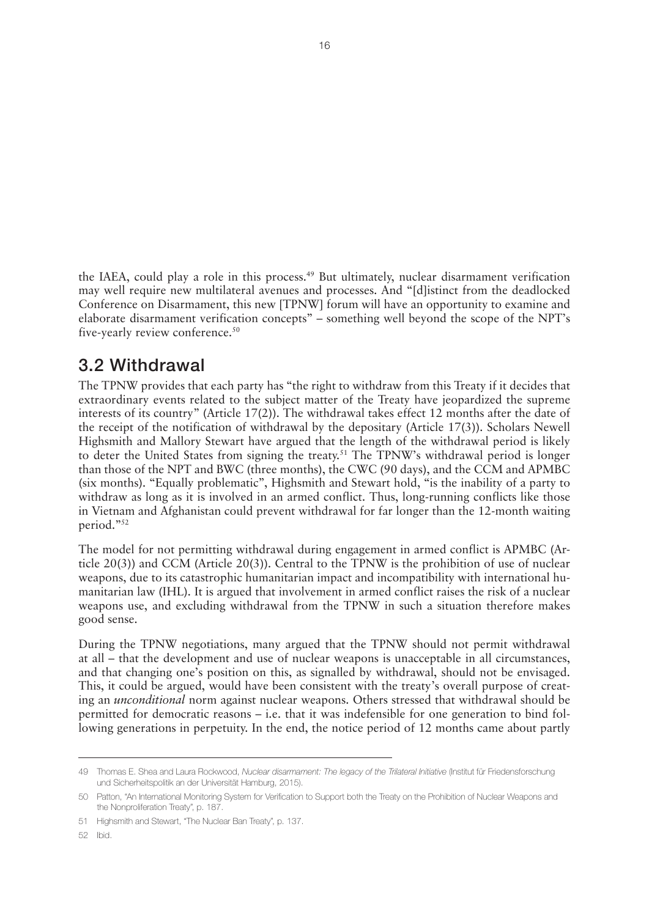the IAEA, could play a role in this process.[49] But ultimately, nuclear disarmament verification may well require new multilateral avenues and processes. And "[d]istinct from the deadlocked Conference on Disarmament, this new [TPNW] forum will have an opportunity to examine and elaborate disarmament verification concepts" – something well beyond the scope of the NPT's five-yearly review conference.[50]

## 3.2 Withdrawal

The TPNW provides that each party has "the right to withdraw from this Treaty if it decides that extraordinary events related to the subject matter of the Treaty have jeopardized the supreme interests of its country" (Article 17(2)). The withdrawal takes effect 12 months after the date of the receipt of the notification of withdrawal by the depositary (Article 17(3)). Scholars Newell Highsmith and Mallory Stewart have argued that the length of the withdrawal period is likely to deter the United States from signing the treaty.[51] The TPNW's withdrawal period is longer than those of the NPT and BWC (three months), the CWC (90 days), and the CCM and APMBC (six months). "Equally problematic", Highsmith and Stewart hold, "is the inability of a party to withdraw as long as it is involved in an armed conflict. Thus, long-running conflicts like those in Vietnam and Afghanistan could prevent withdrawal for far longer than the 12-month waiting period."[52]

The model for not permitting withdrawal during engagement in armed conflict is APMBC (Article 20(3)) and CCM (Article 20(3)). Central to the TPNW is the prohibition of use of nuclear weapons, due to its catastrophic humanitarian impact and incompatibility with international humanitarian law (IHL). It is argued that involvement in armed conflict raises the risk of a nuclear weapons use, and excluding withdrawal from the TPNW in such a situation therefore makes good sense.

During the TPNW negotiations, many argued that the TPNW should not permit withdrawal at all – that the development and use of nuclear weapons is unacceptable in all circumstances, and that changing one's position on this, as signalled by withdrawal, should not be envisaged. This, it could be argued, would have been consistent with the treaty's overall purpose of creating an *unconditional* norm against nuclear weapons. Others stressed that withdrawal should be permitted for democratic reasons – i.e. that it was indefensible for one generation to bind following generations in perpetuity. In the end, the notice period of 12 months came about partly

---

49 Thomas E. Shea and Laura Rockwood, *Nuclear disarmament: The legacy of the Trilateral Initiative* (Institut für Friedensforschung und Sicherheitspolitik an der Universität Hamburg, 2015).

50 Patton, "An International Monitoring System for Verification to Support both the Treaty on the Prohibition of Nuclear Weapons and the Nonproliferation Treaty", p. 187.

51 Highsmith and Stewart, "The Nuclear Ban Treaty", p. 137.

52 Ibid.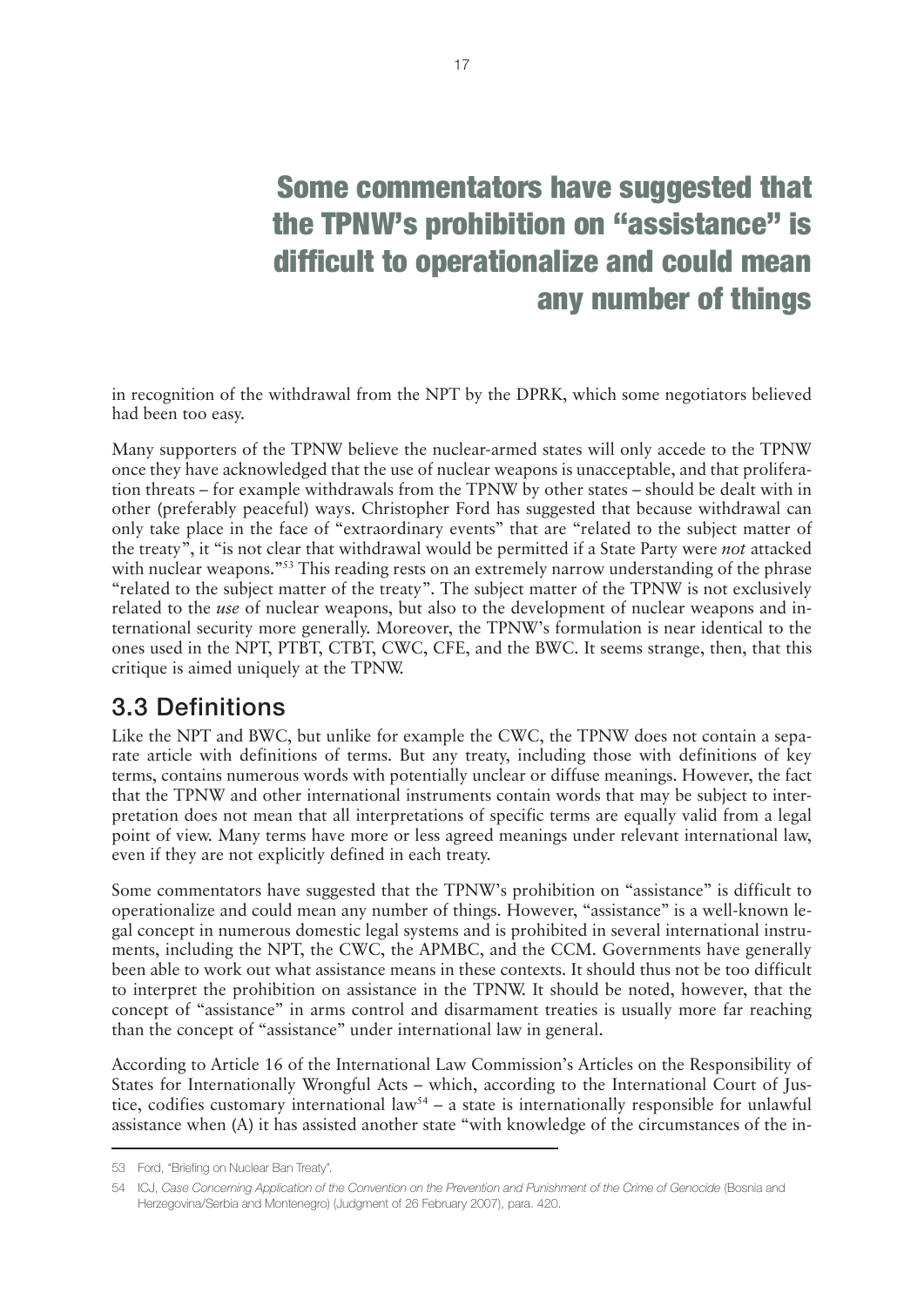**Some commentators have suggested that the TPNW's prohibition on "assistance" is difficult to operationalize and could mean any number of things**

in recognition of the withdrawal from the NPT by the DPRK, which some negotiators believed had been too easy.

Many supporters of the TPNW believe the nuclear-armed states will only accede to the TPNW once they have acknowledged that the use of nuclear weapons is unacceptable, and that proliferation threats – for example withdrawals from the TPNW by other states – should be dealt with in other (preferably peaceful) ways. Christopher Ford has suggested that because withdrawal can only take place in the face of "extraordinary events" that are "related to the subject matter of the treaty", it "is not clear that withdrawal would be permitted if a State Party were *not* attacked with nuclear weapons."[53] This reading rests on an extremely narrow understanding of the phrase "related to the subject matter of the treaty". The subject matter of the TPNW is not exclusively related to the *use* of nuclear weapons, but also to the development of nuclear weapons and international security more generally. Moreover, the TPNW's formulation is near identical to the ones used in the NPT, PTBT, CTBT, CWC, CFE, and the BWC. It seems strange, then, that this critique is aimed uniquely at the TPNW.

## 3.3 Definitions

Like the NPT and BWC, but unlike for example the CWC, the TPNW does not contain a separate article with definitions of terms. But any treaty, including those with definitions of key terms, contains numerous words with potentially unclear or diffuse meanings. However, the fact that the TPNW and other international instruments contain words that may be subject to interpretation does not mean that all interpretations of specific terms are equally valid from a legal point of view. Many terms have more or less agreed meanings under relevant international law, even if they are not explicitly defined in each treaty.

Some commentators have suggested that the TPNW's prohibition on "assistance" is difficult to operationalize and could mean any number of things. However, "assistance" is a well-known legal concept in numerous domestic legal systems and is prohibited in several international instruments, including the NPT, the CWC, the APMBC, and the CCM. Governments have generally been able to work out what assistance means in these contexts. It should thus not be too difficult to interpret the prohibition on assistance in the TPNW. It should be noted, however, that the concept of "assistance" in arms control and disarmament treaties is usually more far reaching than the concept of "assistance" under international law in general.

According to Article 16 of the International Law Commission's Articles on the Responsibility of States for Internationally Wrongful Acts – which, according to the International Court of Justice, codifies customary international law[54] – a state is internationally responsible for unlawful assistance when (A) it has assisted another state "with knowledge of the circumstances of the in-

---

53 Ford, "Briefing on Nuclear Ban Treaty".

54 ICJ, *Case Concerning Application of the Convention on the Prevention and Punishment of the Crime of Genocide* (Bosnia and Herzegovina/Serbia and Montenegro) (Judgment of 26 February 2007), para. 420.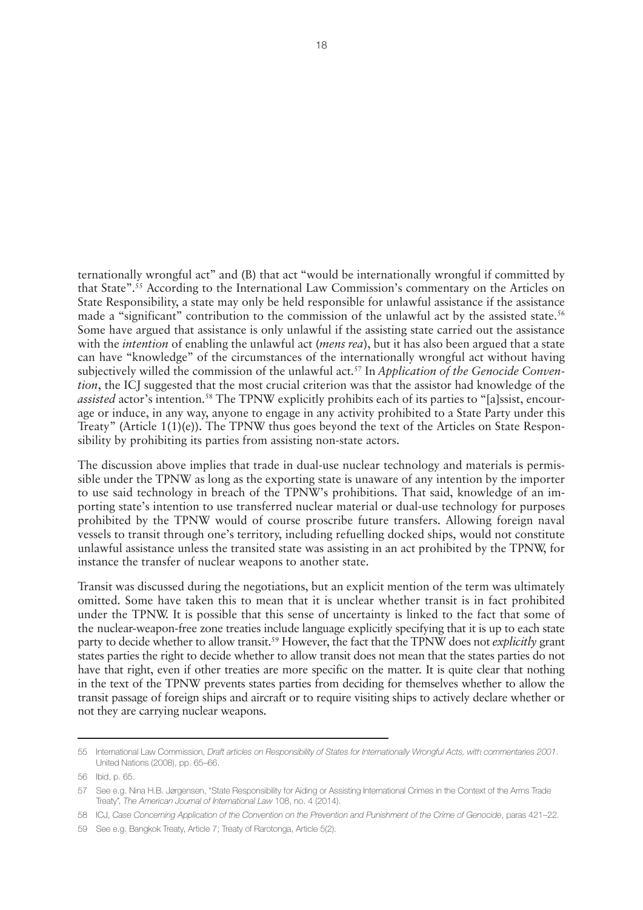ternationally wrongful act" and (B) that act "would be internationally wrongful if committed by that State".[55] According to the International Law Commission's commentary on the Articles on State Responsibility, a state may only be held responsible for unlawful assistance if the assistance made a "significant" contribution to the commission of the unlawful act by the assisted state.[56] Some have argued that assistance is only unlawful if the assisting state carried out the assistance with the *intention* of enabling the unlawful act (*mens rea*), but it has also been argued that a state can have "knowledge" of the circumstances of the internationally wrongful act without having subjectively willed the commission of the unlawful act.[57] In *Application of the Genocide Convention*, the ICJ suggested that the most crucial criterion was that the assistor had knowledge of the *assisted* actor's intention.[58] The TPNW explicitly prohibits each of its parties to "[a]ssist, encourage or induce, in any way, anyone to engage in any activity prohibited to a State Party under this Treaty" (Article 1(1)(e)). The TPNW thus goes beyond the text of the Articles on State Responsibility by prohibiting its parties from assisting non-state actors.

The discussion above implies that trade in dual-use nuclear technology and materials is permissible under the TPNW as long as the exporting state is unaware of any intention by the importer to use said technology in breach of the TPNW's prohibitions. That said, knowledge of an importing state's intention to use transferred nuclear material or dual-use technology for purposes prohibited by the TPNW would of course proscribe future transfers. Allowing foreign naval vessels to transit through one's territory, including refuelling docked ships, would not constitute unlawful assistance unless the transited state was assisting in an act prohibited by the TPNW, for instance the transfer of nuclear weapons to another state.

Transit was discussed during the negotiations, but an explicit mention of the term was ultimately omitted. Some have taken this to mean that it is unclear whether transit is in fact prohibited under the TPNW. It is possible that this sense of uncertainty is linked to the fact that some of the nuclear-weapon-free zone treaties include language explicitly specifying that it is up to each state party to decide whether to allow transit.[59] However, the fact that the TPNW does not *explicitly* grant states parties the right to decide whether to allow transit does not mean that the states parties do not have that right, even if other treaties are more specific on the matter. It is quite clear that nothing in the text of the TPNW prevents states parties from deciding for themselves whether to allow the transit passage of foreign ships and aircraft or to require visiting ships to actively declare whether or not they are carrying nuclear weapons.

---

55 International Law Commission, *Draft articles on Responsibility of States for Internationally Wrongful Acts, with commentaries 2001*. United Nations (2008), pp. 65–66.

56 Ibid, p. 65.

57 See e.g. Nina H.B. Jørgensen, "State Responsibility for Aiding or Assisting International Crimes in the Context of the Arms Trade Treaty", *The American Journal of International Law* 108, no. 4 (2014).

58 ICJ, *Case Concerning Application of the Convention on the Prevention and Punishment of the Crime of Genocide*, paras 421–22.

59 See e.g. Bangkok Treaty, Article 7; Treaty of Rarotonga, Article 5(2).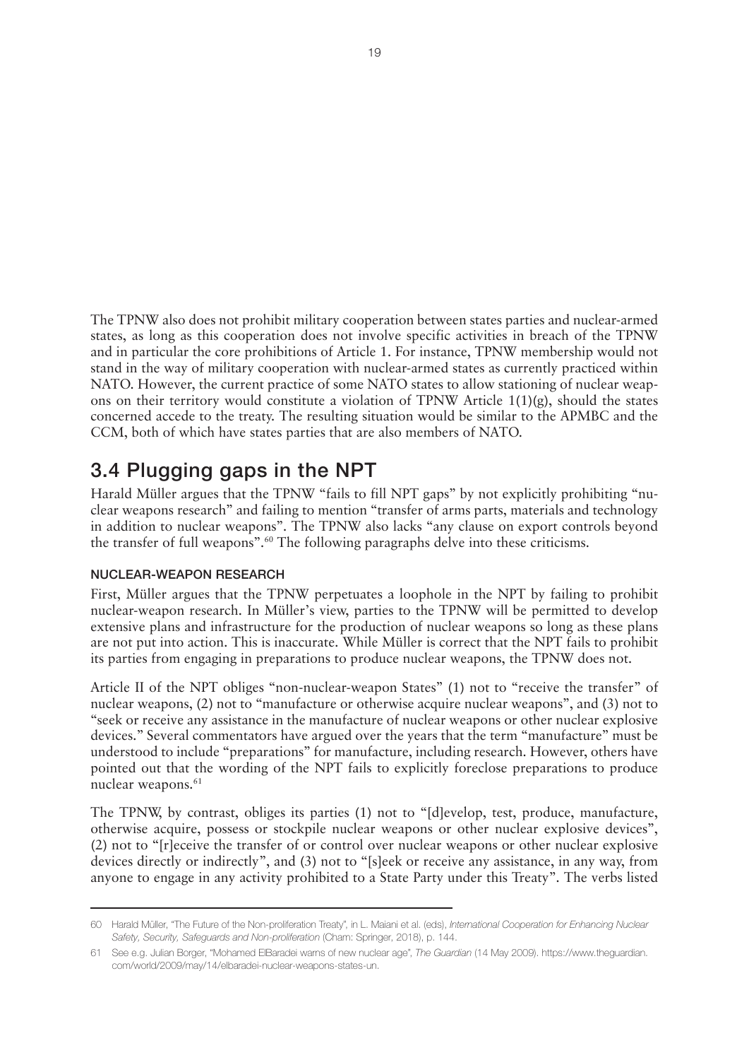The TPNW also does not prohibit military cooperation between states parties and nuclear-armed states, as long as this cooperation does not involve specific activities in breach of the TPNW and in particular the core prohibitions of Article 1. For instance, TPNW membership would not stand in the way of military cooperation with nuclear-armed states as currently practiced within NATO. However, the current practice of some NATO states to allow stationing of nuclear weapons on their territory would constitute a violation of TPNW Article 1(1)(g), should the states concerned accede to the treaty. The resulting situation would be similar to the APMBC and the CCM, both of which have states parties that are also members of NATO.

## 3.4 Plugging gaps in the NPT

Harald Müller argues that the TPNW "fails to fill NPT gaps" by not explicitly prohibiting "nuclear weapons research" and failing to mention "transfer of arms parts, materials and technology in addition to nuclear weapons". The TPNW also lacks "any clause on export controls beyond the transfer of full weapons".[60] The following paragraphs delve into these criticisms.

### NUCLEAR-WEAPON RESEARCH

First, Müller argues that the TPNW perpetuates a loophole in the NPT by failing to prohibit nuclear-weapon research. In Müller's view, parties to the TPNW will be permitted to develop extensive plans and infrastructure for the production of nuclear weapons so long as these plans are not put into action. This is inaccurate. While Müller is correct that the NPT fails to prohibit its parties from engaging in preparations to produce nuclear weapons, the TPNW does not.

Article II of the NPT obliges "non-nuclear-weapon States" (1) not to "receive the transfer" of nuclear weapons, (2) not to "manufacture or otherwise acquire nuclear weapons", and (3) not to "seek or receive any assistance in the manufacture of nuclear weapons or other nuclear explosive devices." Several commentators have argued over the years that the term "manufacture" must be understood to include "preparations" for manufacture, including research. However, others have pointed out that the wording of the NPT fails to explicitly foreclose preparations to produce nuclear weapons.[61]

The TPNW, by contrast, obliges its parties (1) not to "[d]evelop, test, produce, manufacture, otherwise acquire, possess or stockpile nuclear weapons or other nuclear explosive devices", (2) not to "[r]eceive the transfer of or control over nuclear weapons or other nuclear explosive devices directly or indirectly", and (3) not to "[s]eek or receive any assistance, in any way, from anyone to engage in any activity prohibited to a State Party under this Treaty". The verbs listed

---

60 Harald Müller, "The Future of the Non-proliferation Treaty", in L. Maiani et al. (eds), *International Cooperation for Enhancing Nuclear Safety, Security, Safeguards and Non-proliferation* (Cham: Springer, 2018), p. 144.

61 See e.g. Julian Borger, "Mohamed ElBaradei warns of new nuclear age", *The Guardian* (14 May 2009). https://www.theguardian.com/world/2009/may/14/elbaradei-nuclear-weapons-states-un.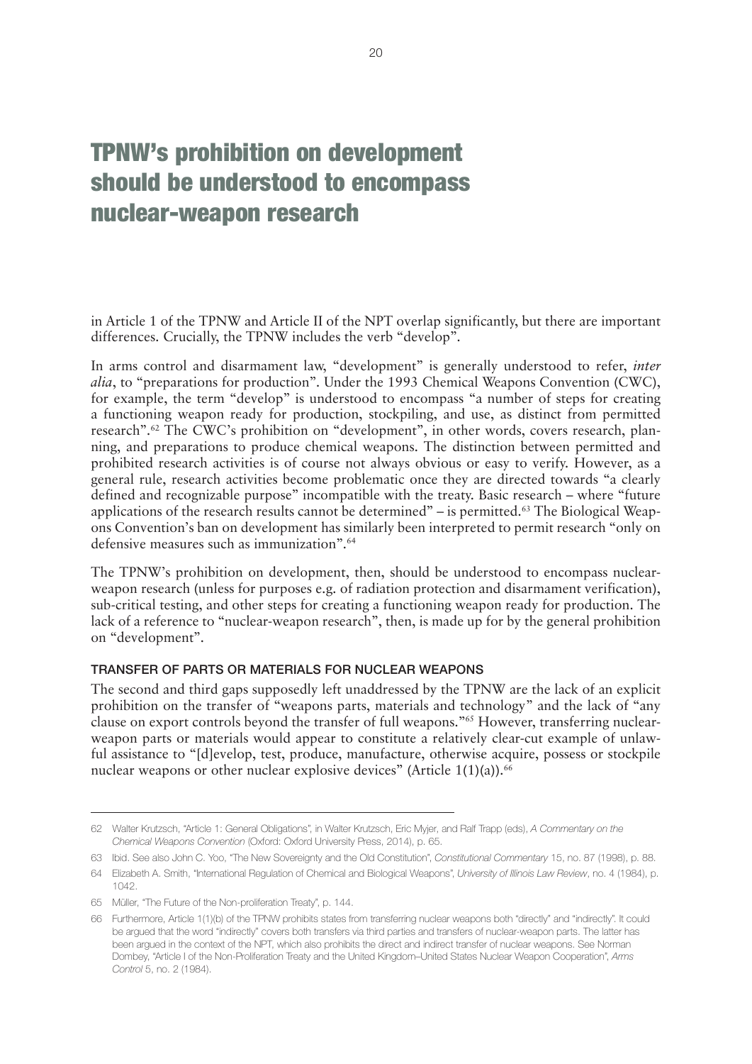# TPNW's prohibition on development should be understood to encompass nuclear-weapon research

in Article 1 of the TPNW and Article II of the NPT overlap significantly, but there are important differences. Crucially, the TPNW includes the verb "develop".

In arms control and disarmament law, "development" is generally understood to refer, *inter alia*, to "preparations for production". Under the 1993 Chemical Weapons Convention (CWC), for example, the term "develop" is understood to encompass "a number of steps for creating a functioning weapon ready for production, stockpiling, and use, as distinct from permitted research".[62] The CWC's prohibition on "development", in other words, covers research, planning, and preparations to produce chemical weapons. The distinction between permitted and prohibited research activities is of course not always obvious or easy to verify. However, as a general rule, research activities become problematic once they are directed towards "a clearly defined and recognizable purpose" incompatible with the treaty. Basic research – where "future applications of the research results cannot be determined" – is permitted.[63] The Biological Weapons Convention's ban on development has similarly been interpreted to permit research "only on defensive measures such as immunization".[64]

The TPNW's prohibition on development, then, should be understood to encompass nuclear-weapon research (unless for purposes e.g. of radiation protection and disarmament verification), sub-critical testing, and other steps for creating a functioning weapon ready for production. The lack of a reference to "nuclear-weapon research", then, is made up for by the general prohibition on "development".

### TRANSFER OF PARTS OR MATERIALS FOR NUCLEAR WEAPONS

The second and third gaps supposedly left unaddressed by the TPNW are the lack of an explicit prohibition on the transfer of "weapons parts, materials and technology" and the lack of "any clause on export controls beyond the transfer of full weapons."[65] However, transferring nuclear-weapon parts or materials would appear to constitute a relatively clear-cut example of unlawful assistance to "[d]evelop, test, produce, manufacture, otherwise acquire, possess or stockpile nuclear weapons or other nuclear explosive devices" (Article 1(1)(a)).[66]

---

62 Walter Krutzsch, "Article 1: General Obligations", in Walter Krutzsch, Eric Myjer, and Ralf Trapp (eds), *A Commentary on the Chemical Weapons Convention* (Oxford: Oxford University Press, 2014), p. 65.

63 Ibid. See also John C. Yoo, "The New Sovereignty and the Old Constitution", *Constitutional Commentary* 15, no. 87 (1998), p. 88.

64 Elizabeth A. Smith, "International Regulation of Chemical and Biological Weapons", *University of Illinois Law Review*, no. 4 (1984), p. 1042.

65 Müller, "The Future of the Non-proliferation Treaty", p. 144.

66 Furthermore, Article 1(1)(b) of the TPNW prohibits states from transferring nuclear weapons both "directly" and "indirectly". It could be argued that the word "indirectly" covers both transfers via third parties and transfers of nuclear-weapon parts. The latter has been argued in the context of the NPT, which also prohibits the direct and indirect transfer of nuclear weapons. See Norman Dombey, "Article I of the Non-Proliferation Treaty and the United Kingdom–United States Nuclear Weapon Cooperation", *Arms Control* 5, no. 2 (1984).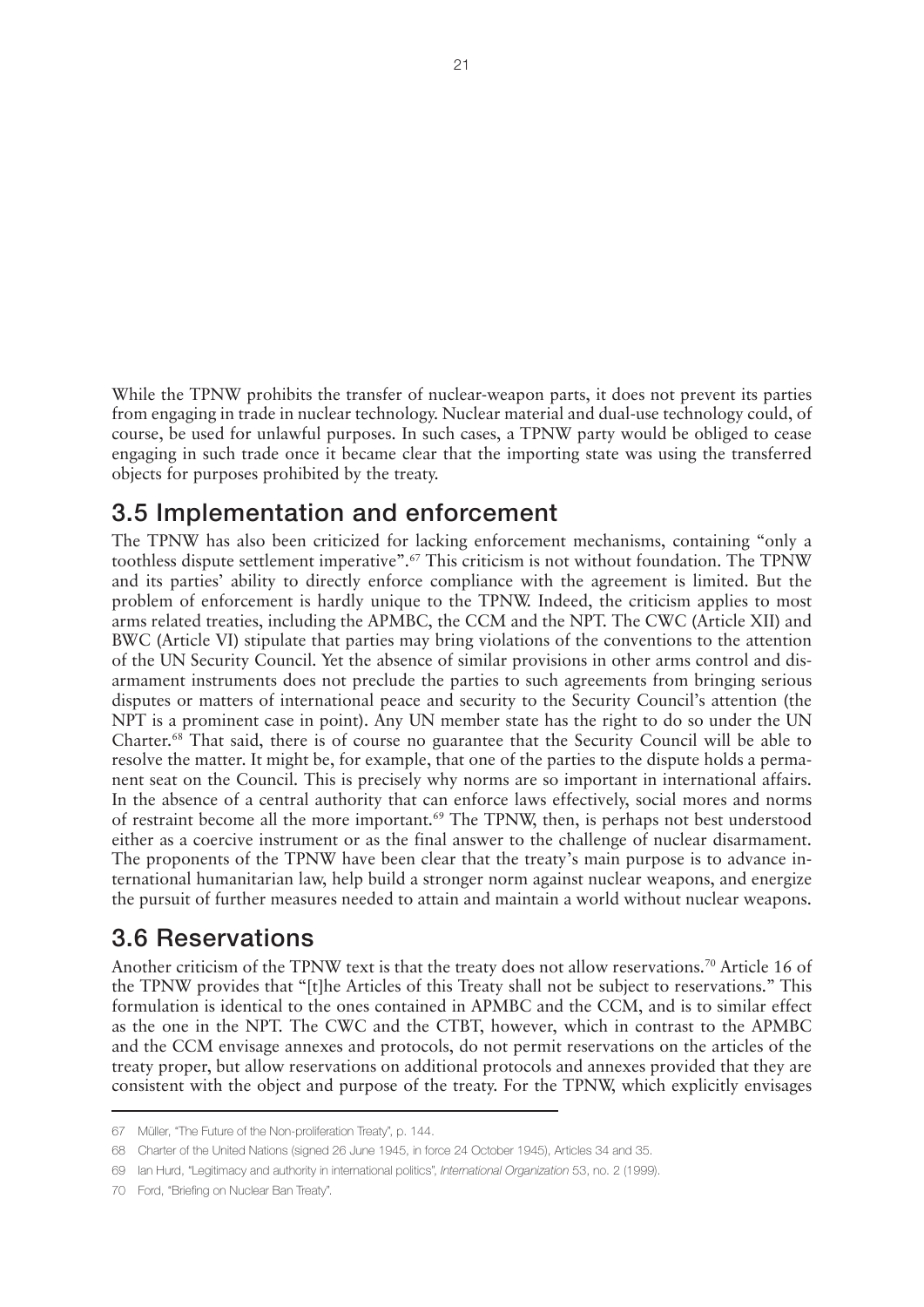While the TPNW prohibits the transfer of nuclear-weapon parts, it does not prevent its parties from engaging in trade in nuclear technology. Nuclear material and dual-use technology could, of course, be used for unlawful purposes. In such cases, a TPNW party would be obliged to cease engaging in such trade once it became clear that the importing state was using the transferred objects for purposes prohibited by the treaty.

## 3.5 Implementation and enforcement

The TPNW has also been criticized for lacking enforcement mechanisms, containing "only a toothless dispute settlement imperative".[67] This criticism is not without foundation. The TPNW and its parties' ability to directly enforce compliance with the agreement is limited. But the problem of enforcement is hardly unique to the TPNW. Indeed, the criticism applies to most arms related treaties, including the APMBC, the CCM and the NPT. The CWC (Article XII) and BWC (Article VI) stipulate that parties may bring violations of the conventions to the attention of the UN Security Council. Yet the absence of similar provisions in other arms control and disarmament instruments does not preclude the parties to such agreements from bringing serious disputes or matters of international peace and security to the Security Council's attention (the NPT is a prominent case in point). Any UN member state has the right to do so under the UN Charter.[68] That said, there is of course no guarantee that the Security Council will be able to resolve the matter. It might be, for example, that one of the parties to the dispute holds a permanent seat on the Council. This is precisely why norms are so important in international affairs. In the absence of a central authority that can enforce laws effectively, social mores and norms of restraint become all the more important.[69] The TPNW, then, is perhaps not best understood either as a coercive instrument or as the final answer to the challenge of nuclear disarmament. The proponents of the TPNW have been clear that the treaty's main purpose is to advance international humanitarian law, help build a stronger norm against nuclear weapons, and energize the pursuit of further measures needed to attain and maintain a world without nuclear weapons.

## 3.6 Reservations

Another criticism of the TPNW text is that the treaty does not allow reservations.[70] Article 16 of the TPNW provides that "[t]he Articles of this Treaty shall not be subject to reservations." This formulation is identical to the ones contained in APMBC and the CCM, and is to similar effect as the one in the NPT. The CWC and the CTBT, however, which in contrast to the APMBC and the CCM envisage annexes and protocols, do not permit reservations on the articles of the treaty proper, but allow reservations on additional protocols and annexes provided that they are consistent with the object and purpose of the treaty. For the TPNW, which explicitly envisages

---

67 Müller, "The Future of the Non-proliferation Treaty", p. 144.

68 Charter of the United Nations (signed 26 June 1945, in force 24 October 1945), Articles 34 and 35.

69 Ian Hurd, "Legitimacy and authority in international politics", *International Organization* 53, no. 2 (1999).

70 Ford, "Briefing on Nuclear Ban Treaty".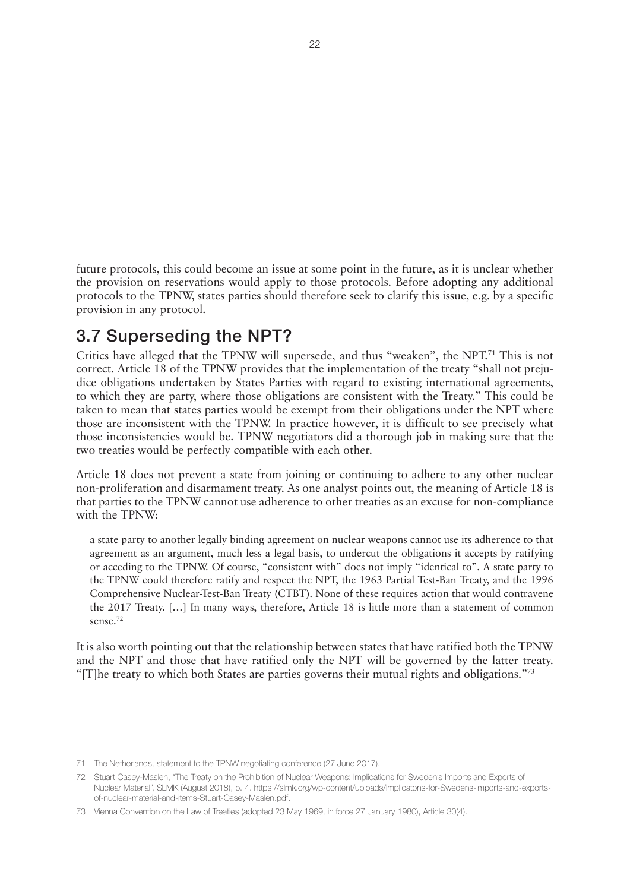future protocols, this could become an issue at some point in the future, as it is unclear whether the provision on reservations would apply to those protocols. Before adopting any additional protocols to the TPNW, states parties should therefore seek to clarify this issue, e.g. by a specific provision in any protocol.

## 3.7 Superseding the NPT?

Critics have alleged that the TPNW will supersede, and thus "weaken", the NPT.[71] This is not correct. Article 18 of the TPNW provides that the implementation of the treaty "shall not prejudice obligations undertaken by States Parties with regard to existing international agreements, to which they are party, where those obligations are consistent with the Treaty." This could be taken to mean that states parties would be exempt from their obligations under the NPT where those are inconsistent with the TPNW. In practice however, it is difficult to see precisely what those inconsistencies would be. TPNW negotiators did a thorough job in making sure that the two treaties would be perfectly compatible with each other.

Article 18 does not prevent a state from joining or continuing to adhere to any other nuclear non-proliferation and disarmament treaty. As one analyst points out, the meaning of Article 18 is that parties to the TPNW cannot use adherence to other treaties as an excuse for non-compliance with the TPNW:

> a state party to another legally binding agreement on nuclear weapons cannot use its adherence to that agreement as an argument, much less a legal basis, to undercut the obligations it accepts by ratifying or acceding to the TPNW. Of course, "consistent with" does not imply "identical to". A state party to the TPNW could therefore ratify and respect the NPT, the 1963 Partial Test-Ban Treaty, and the 1996 Comprehensive Nuclear-Test-Ban Treaty (CTBT). None of these requires action that would contravene the 2017 Treaty. […] In many ways, therefore, Article 18 is little more than a statement of common sense.[72]

It is also worth pointing out that the relationship between states that have ratified both the TPNW and the NPT and those that have ratified only the NPT will be governed by the latter treaty. "[T]he treaty to which both States are parties governs their mutual rights and obligations."[73]

---

71 The Netherlands, statement to the TPNW negotiating conference (27 June 2017).

72 Stuart Casey-Maslen, "The Treaty on the Prohibition of Nuclear Weapons: Implications for Sweden's Imports and Exports of Nuclear Material", SLMK (August 2018), p. 4. https://slmk.org/wp-content/uploads/Implicatons-for-Swedens-imports-and-exports-of-nuclear-material-and-items-Stuart-Casey-Maslen.pdf.

73 Vienna Convention on the Law of Treaties (adopted 23 May 1969, in force 27 January 1980), Article 30(4).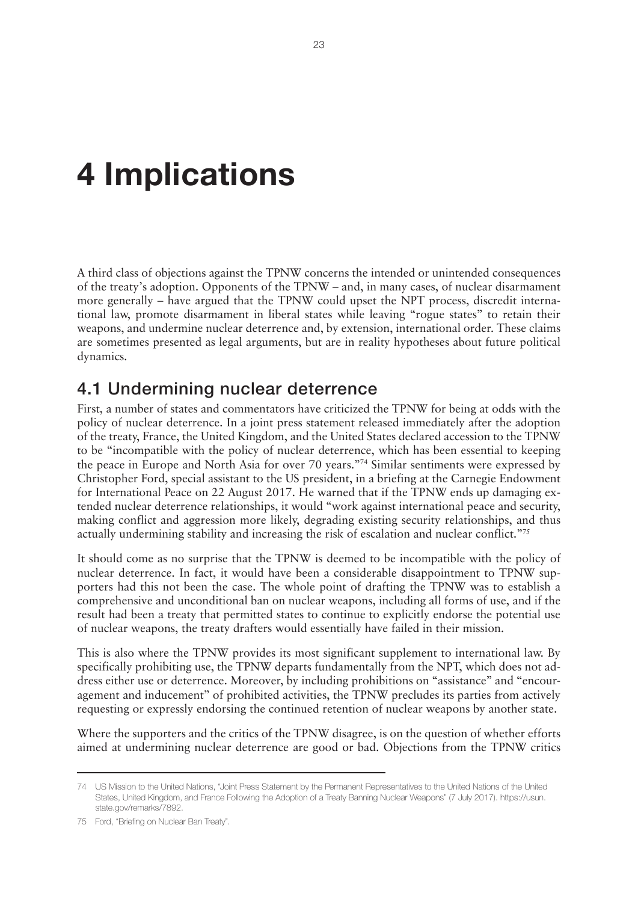# 4 Implications

A third class of objections against the TPNW concerns the intended or unintended consequences of the treaty's adoption. Opponents of the TPNW – and, in many cases, of nuclear disarmament more generally – have argued that the TPNW could upset the NPT process, discredit international law, promote disarmament in liberal states while leaving "rogue states" to retain their weapons, and undermine nuclear deterrence and, by extension, international order. These claims are sometimes presented as legal arguments, but are in reality hypotheses about future political dynamics.

## 4.1 Undermining nuclear deterrence

First, a number of states and commentators have criticized the TPNW for being at odds with the policy of nuclear deterrence. In a joint press statement released immediately after the adoption of the treaty, France, the United Kingdom, and the United States declared accession to the TPNW to be "incompatible with the policy of nuclear deterrence, which has been essential to keeping the peace in Europe and North Asia for over 70 years."[74] Similar sentiments were expressed by Christopher Ford, special assistant to the US president, in a briefing at the Carnegie Endowment for International Peace on 22 August 2017. He warned that if the TPNW ends up damaging extended nuclear deterrence relationships, it would "work against international peace and security, making conflict and aggression more likely, degrading existing security relationships, and thus actually undermining stability and increasing the risk of escalation and nuclear conflict."[75]

It should come as no surprise that the TPNW is deemed to be incompatible with the policy of nuclear deterrence. In fact, it would have been a considerable disappointment to TPNW supporters had this not been the case. The whole point of drafting the TPNW was to establish a comprehensive and unconditional ban on nuclear weapons, including all forms of use, and if the result had been a treaty that permitted states to continue to explicitly endorse the potential use of nuclear weapons, the treaty drafters would essentially have failed in their mission.

This is also where the TPNW provides its most significant supplement to international law. By specifically prohibiting use, the TPNW departs fundamentally from the NPT, which does not address either use or deterrence. Moreover, by including prohibitions on "assistance" and "encouragement and inducement" of prohibited activities, the TPNW precludes its parties from actively requesting or expressly endorsing the continued retention of nuclear weapons by another state.

Where the supporters and the critics of the TPNW disagree, is on the question of whether efforts aimed at undermining nuclear deterrence are good or bad. Objections from the TPNW critics

---

74 US Mission to the United Nations, "Joint Press Statement by the Permanent Representatives to the United Nations of the United States, United Kingdom, and France Following the Adoption of a Treaty Banning Nuclear Weapons" (7 July 2017). https://usun.state.gov/remarks/7892.

75 Ford, "Briefing on Nuclear Ban Treaty".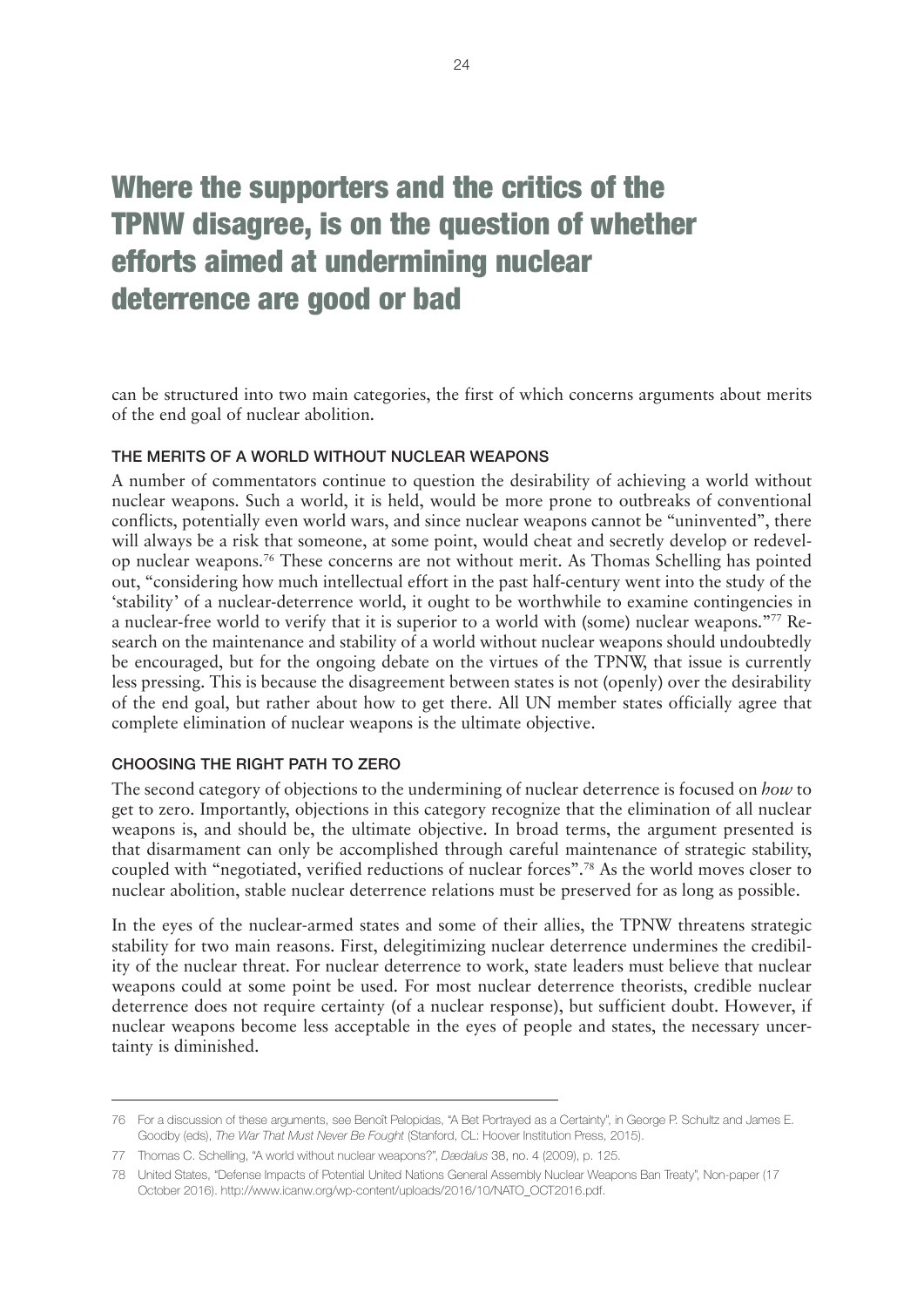> **Where the supporters and the critics of the TPNW disagree, is on the question of whether efforts aimed at undermining nuclear deterrence are good or bad**

can be structured into two main categories, the first of which concerns arguments about merits of the end goal of nuclear abolition.

### THE MERITS OF A WORLD WITHOUT NUCLEAR WEAPONS

A number of commentators continue to question the desirability of achieving a world without nuclear weapons. Such a world, it is held, would be more prone to outbreaks of conventional conflicts, potentially even world wars, and since nuclear weapons cannot be "uninvented", there will always be a risk that someone, at some point, would cheat and secretly develop or redevelop nuclear weapons.[76] These concerns are not without merit. As Thomas Schelling has pointed out, "considering how much intellectual effort in the past half-century went into the study of the 'stability' of a nuclear-deterrence world, it ought to be worthwhile to examine contingencies in a nuclear-free world to verify that it is superior to a world with (some) nuclear weapons."[77] Research on the maintenance and stability of a world without nuclear weapons should undoubtedly be encouraged, but for the ongoing debate on the virtues of the TPNW, that issue is currently less pressing. This is because the disagreement between states is not (openly) over the desirability of the end goal, but rather about how to get there. All UN member states officially agree that complete elimination of nuclear weapons is the ultimate objective.

### CHOOSING THE RIGHT PATH TO ZERO

The second category of objections to the undermining of nuclear deterrence is focused on *how* to get to zero. Importantly, objections in this category recognize that the elimination of all nuclear weapons is, and should be, the ultimate objective. In broad terms, the argument presented is that disarmament can only be accomplished through careful maintenance of strategic stability, coupled with "negotiated, verified reductions of nuclear forces".[78] As the world moves closer to nuclear abolition, stable nuclear deterrence relations must be preserved for as long as possible.

In the eyes of the nuclear-armed states and some of their allies, the TPNW threatens strategic stability for two main reasons. First, delegitimizing nuclear deterrence undermines the credibility of the nuclear threat. For nuclear deterrence to work, state leaders must believe that nuclear weapons could at some point be used. For most nuclear deterrence theorists, credible nuclear deterrence does not require certainty (of a nuclear response), but sufficient doubt. However, if nuclear weapons become less acceptable in the eyes of people and states, the necessary uncertainty is diminished.

---

76 For a discussion of these arguments, see Benoît Pelopidas, "A Bet Portrayed as a Certainty", in George P. Schultz and James E. Goodby (eds), *The War That Must Never Be Fought* (Stanford, CL: Hoover Institution Press, 2015).

77 Thomas C. Schelling, "A world without nuclear weapons?", *Dædalus* 38, no. 4 (2009), p. 125.

78 United States, "Defense Impacts of Potential United Nations General Assembly Nuclear Weapons Ban Treaty", Non-paper (17 October 2016). http://www.icanw.org/wp-content/uploads/2016/10/NATO_OCT2016.pdf.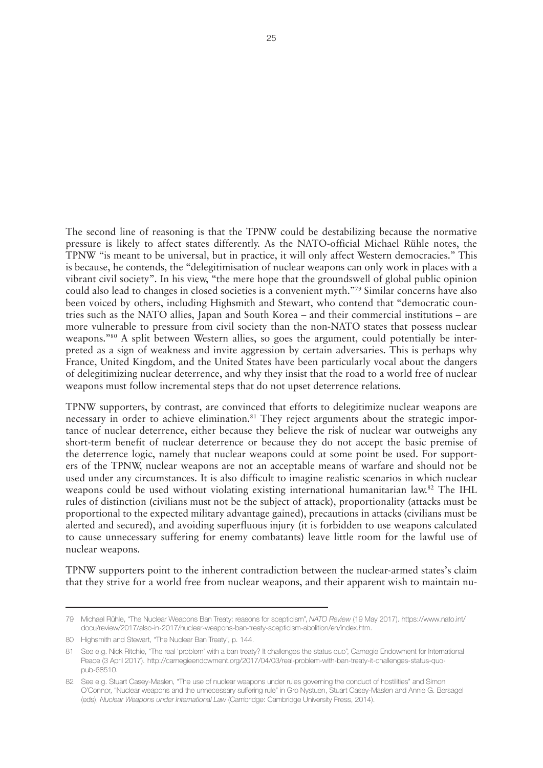The second line of reasoning is that the TPNW could be destabilizing because the normative pressure is likely to affect states differently. As the NATO-official Michael Rühle notes, the TPNW "is meant to be universal, but in practice, it will only affect Western democracies." This is because, he contends, the "delegitimisation of nuclear weapons can only work in places with a vibrant civil society". In his view, "the mere hope that the groundswell of global public opinion could also lead to changes in closed societies is a convenient myth."[79] Similar concerns have also been voiced by others, including Highsmith and Stewart, who contend that "democratic countries such as the NATO allies, Japan and South Korea – and their commercial institutions – are more vulnerable to pressure from civil society than the non-NATO states that possess nuclear weapons."[80] A split between Western allies, so goes the argument, could potentially be interpreted as a sign of weakness and invite aggression by certain adversaries. This is perhaps why France, United Kingdom, and the United States have been particularly vocal about the dangers of delegitimizing nuclear deterrence, and why they insist that the road to a world free of nuclear weapons must follow incremental steps that do not upset deterrence relations.

TPNW supporters, by contrast, are convinced that efforts to delegitimize nuclear weapons are necessary in order to achieve elimination.[81] They reject arguments about the strategic importance of nuclear deterrence, either because they believe the risk of nuclear war outweighs any short-term benefit of nuclear deterrence or because they do not accept the basic premise of the deterrence logic, namely that nuclear weapons could at some point be used. For supporters of the TPNW, nuclear weapons are not an acceptable means of warfare and should not be used under any circumstances. It is also difficult to imagine realistic scenarios in which nuclear weapons could be used without violating existing international humanitarian law.[82] The IHL rules of distinction (civilians must not be the subject of attack), proportionality (attacks must be proportional to the expected military advantage gained), precautions in attacks (civilians must be alerted and secured), and avoiding superfluous injury (it is forbidden to use weapons calculated to cause unnecessary suffering for enemy combatants) leave little room for the lawful use of nuclear weapons.

TPNW supporters point to the inherent contradiction between the nuclear-armed states's claim that they strive for a world free from nuclear weapons, and their apparent wish to maintain nu-

---

79 Michael Rühle, "The Nuclear Weapons Ban Treaty: reasons for scepticism", *NATO Review* (19 May 2017). https://www.nato.int/docu/review/2017/also-in-2017/nuclear-weapons-ban-treaty-scepticism-abolition/en/index.htm.

80 Highsmith and Stewart, "The Nuclear Ban Treaty", p. 144.

81 See e.g. Nick Ritchie, "The real 'problem' with a ban treaty? It challenges the status quo", Carnegie Endowment for International Peace (3 April 2017). http://carnegieendowment.org/2017/04/03/real-problem-with-ban-treaty-it-challenges-status-quo-pub-68510.

82 See e.g. Stuart Casey-Maslen, "The use of nuclear weapons under rules governing the conduct of hostilities" and Simon O'Connor, "Nuclear weapons and the unnecessary suffering rule" in Gro Nystuen, Stuart Casey-Maslen and Annie G. Bersagel (eds), *Nuclear Weapons under International Law* (Cambridge: Cambridge University Press, 2014).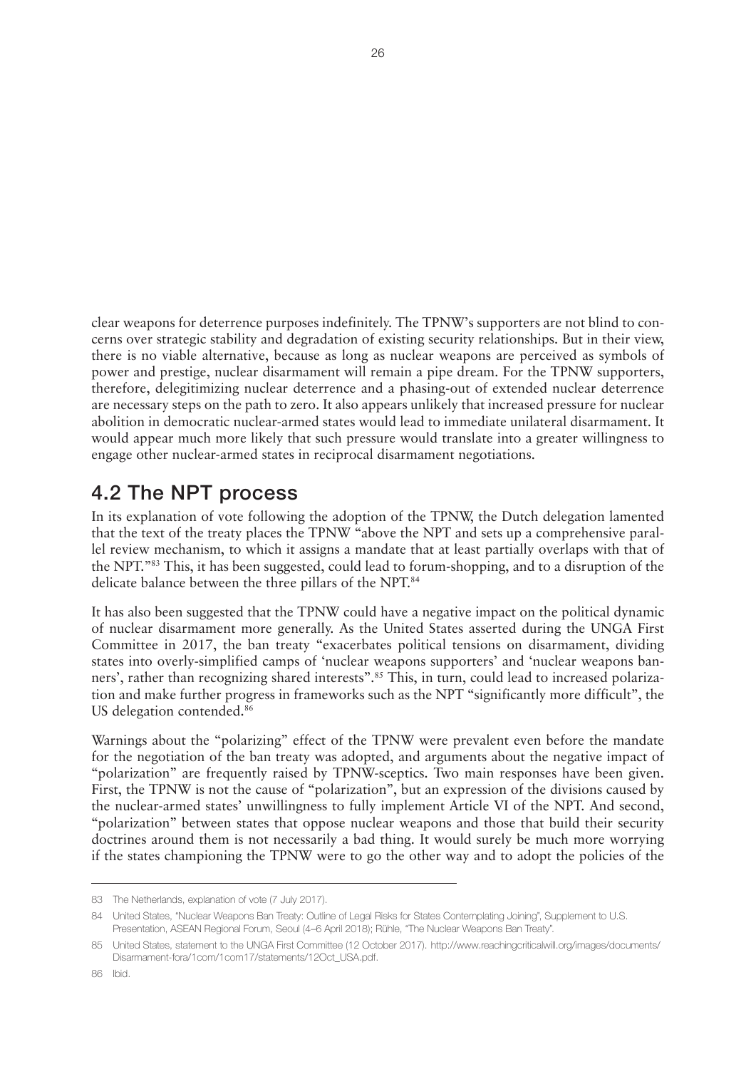clear weapons for deterrence purposes indefinitely. The TPNW's supporters are not blind to concerns over strategic stability and degradation of existing security relationships. But in their view, there is no viable alternative, because as long as nuclear weapons are perceived as symbols of power and prestige, nuclear disarmament will remain a pipe dream. For the TPNW supporters, therefore, delegitimizing nuclear deterrence and a phasing-out of extended nuclear deterrence are necessary steps on the path to zero. It also appears unlikely that increased pressure for nuclear abolition in democratic nuclear-armed states would lead to immediate unilateral disarmament. It would appear much more likely that such pressure would translate into a greater willingness to engage other nuclear-armed states in reciprocal disarmament negotiations.

## 4.2 The NPT process

In its explanation of vote following the adoption of the TPNW, the Dutch delegation lamented that the text of the treaty places the TPNW "above the NPT and sets up a comprehensive parallel review mechanism, to which it assigns a mandate that at least partially overlaps with that of the NPT."[83] This, it has been suggested, could lead to forum-shopping, and to a disruption of the delicate balance between the three pillars of the NPT.[84]

It has also been suggested that the TPNW could have a negative impact on the political dynamic of nuclear disarmament more generally. As the United States asserted during the UNGA First Committee in 2017, the ban treaty "exacerbates political tensions on disarmament, dividing states into overly-simplified camps of 'nuclear weapons supporters' and 'nuclear weapons banners', rather than recognizing shared interests".[85] This, in turn, could lead to increased polarization and make further progress in frameworks such as the NPT "significantly more difficult", the US delegation contended.[86]

Warnings about the "polarizing" effect of the TPNW were prevalent even before the mandate for the negotiation of the ban treaty was adopted, and arguments about the negative impact of "polarization" are frequently raised by TPNW-sceptics. Two main responses have been given. First, the TPNW is not the cause of "polarization", but an expression of the divisions caused by the nuclear-armed states' unwillingness to fully implement Article VI of the NPT. And second, "polarization" between states that oppose nuclear weapons and those that build their security doctrines around them is not necessarily a bad thing. It would surely be much more worrying if the states championing the TPNW were to go the other way and to adopt the policies of the

---

83 The Netherlands, explanation of vote (7 July 2017).

84 United States, "Nuclear Weapons Ban Treaty: Outline of Legal Risks for States Contemplating Joining", Supplement to U.S. Presentation, ASEAN Regional Forum, Seoul (4–6 April 2018); Rühle, "The Nuclear Weapons Ban Treaty".

85 United States, statement to the UNGA First Committee (12 October 2017). http://www.reachingcriticalwill.org/images/documents/Disarmament-fora/1com/1com17/statements/12Oct_USA.pdf.

86 Ibid.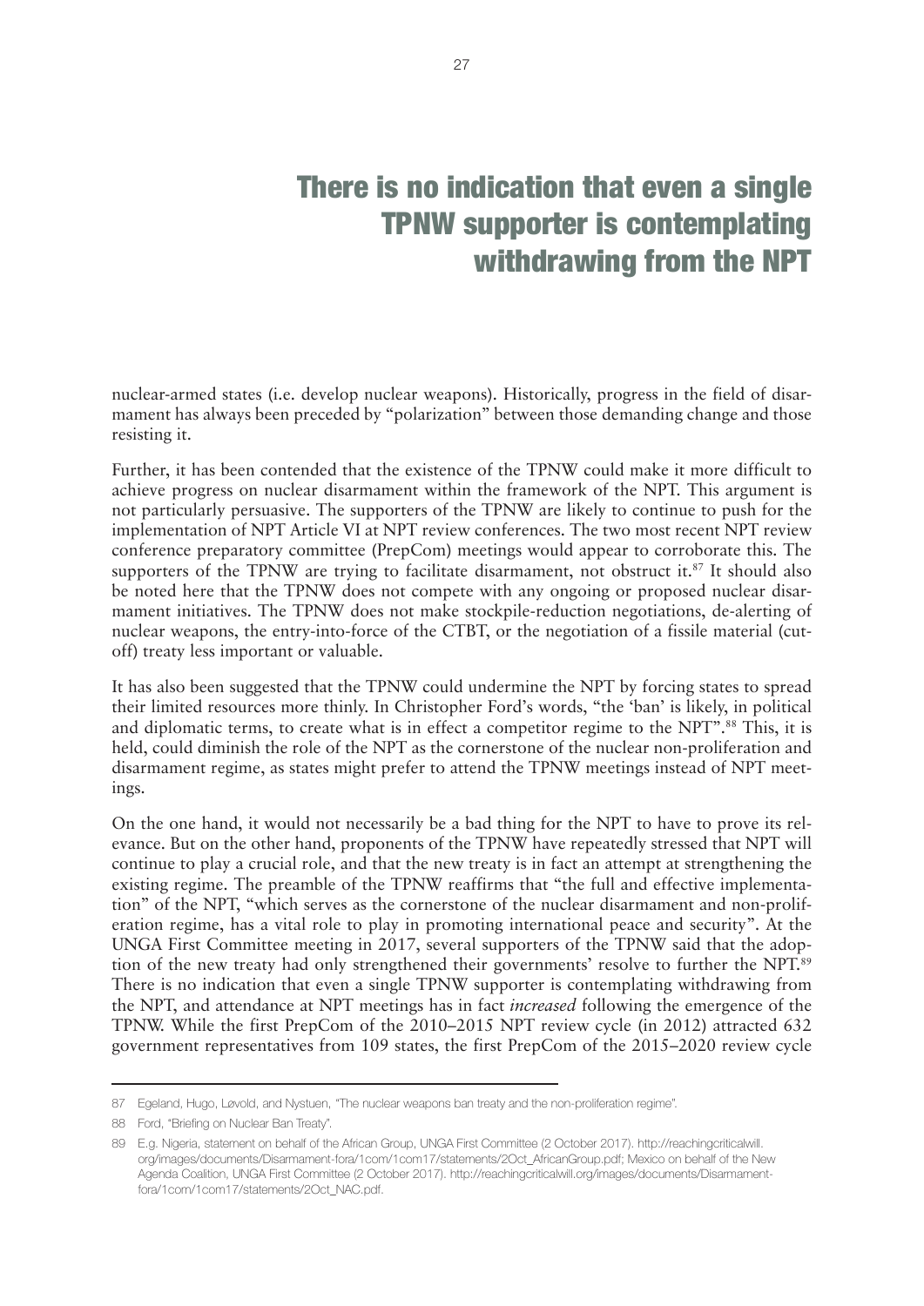> **There is no indication that even a single TPNW supporter is contemplating withdrawing from the NPT**

nuclear-armed states (i.e. develop nuclear weapons). Historically, progress in the field of disarmament has always been preceded by "polarization" between those demanding change and those resisting it.

Further, it has been contended that the existence of the TPNW could make it more difficult to achieve progress on nuclear disarmament within the framework of the NPT. This argument is not particularly persuasive. The supporters of the TPNW are likely to continue to push for the implementation of NPT Article VI at NPT review conferences. The two most recent NPT review conference preparatory committee (PrepCom) meetings would appear to corroborate this. The supporters of the TPNW are trying to facilitate disarmament, not obstruct it.[87] It should also be noted here that the TPNW does not compete with any ongoing or proposed nuclear disarmament initiatives. The TPNW does not make stockpile-reduction negotiations, de-alerting of nuclear weapons, the entry-into-force of the CTBT, or the negotiation of a fissile material (cut-off) treaty less important or valuable.

It has also been suggested that the TPNW could undermine the NPT by forcing states to spread their limited resources more thinly. In Christopher Ford's words, "the 'ban' is likely, in political and diplomatic terms, to create what is in effect a competitor regime to the NPT".[88] This, it is held, could diminish the role of the NPT as the cornerstone of the nuclear non-proliferation and disarmament regime, as states might prefer to attend the TPNW meetings instead of NPT meetings.

On the one hand, it would not necessarily be a bad thing for the NPT to have to prove its relevance. But on the other hand, proponents of the TPNW have repeatedly stressed that NPT will continue to play a crucial role, and that the new treaty is in fact an attempt at strengthening the existing regime. The preamble of the TPNW reaffirms that "the full and effective implementation" of the NPT, "which serves as the cornerstone of the nuclear disarmament and non-proliferation regime, has a vital role to play in promoting international peace and security". At the UNGA First Committee meeting in 2017, several supporters of the TPNW said that the adoption of the new treaty had only strengthened their governments' resolve to further the NPT.[89] There is no indication that even a single TPNW supporter is contemplating withdrawing from the NPT, and attendance at NPT meetings has in fact *increased* following the emergence of the TPNW. While the first PrepCom of the 2010–2015 NPT review cycle (in 2012) attracted 632 government representatives from 109 states, the first PrepCom of the 2015–2020 review cycle

---

87 Egeland, Hugo, Løvold, and Nystuen, "The nuclear weapons ban treaty and the non-proliferation regime".

88 Ford, "Briefing on Nuclear Ban Treaty".

89 E.g. Nigeria, statement on behalf of the African Group, UNGA First Committee (2 October 2017). http://reachingcriticalwill.org/images/documents/Disarmament-fora/1com/1com17/statements/2Oct_AfricanGroup.pdf; Mexico on behalf of the New Agenda Coalition, UNGA First Committee (2 October 2017). http://reachingcriticalwill.org/images/documents/Disarmament-fora/1com/1com17/statements/2Oct_NAC.pdf.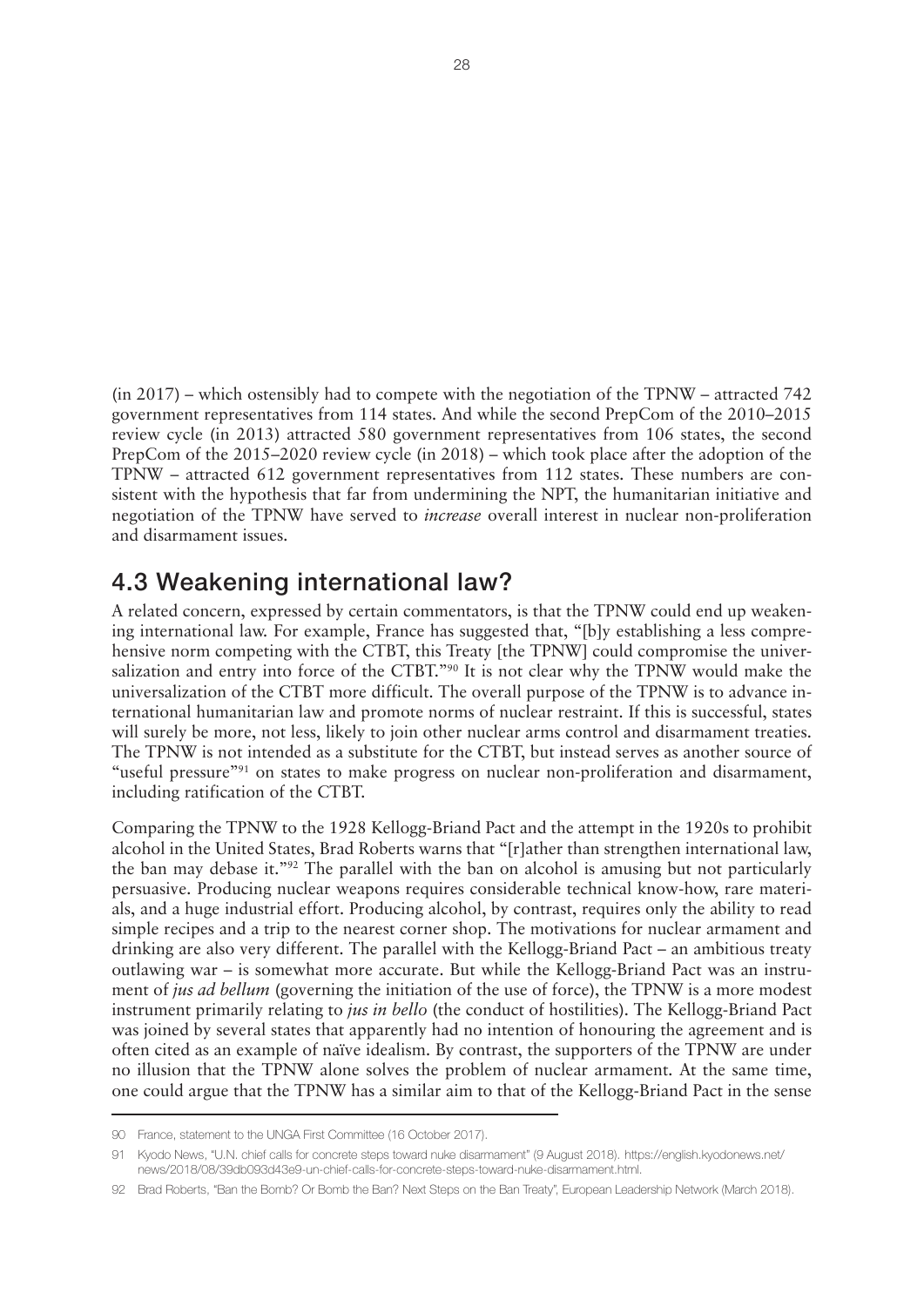(in 2017) – which ostensibly had to compete with the negotiation of the TPNW – attracted 742 government representatives from 114 states. And while the second PrepCom of the 2010–2015 review cycle (in 2013) attracted 580 government representatives from 106 states, the second PrepCom of the 2015–2020 review cycle (in 2018) – which took place after the adoption of the TPNW – attracted 612 government representatives from 112 states. These numbers are consistent with the hypothesis that far from undermining the NPT, the humanitarian initiative and negotiation of the TPNW have served to *increase* overall interest in nuclear non-proliferation and disarmament issues.

## 4.3 Weakening international law?

A related concern, expressed by certain commentators, is that the TPNW could end up weakening international law. For example, France has suggested that, "[b]y establishing a less comprehensive norm competing with the CTBT, this Treaty [the TPNW] could compromise the universalization and entry into force of the CTBT."[90] It is not clear why the TPNW would make the universalization of the CTBT more difficult. The overall purpose of the TPNW is to advance international humanitarian law and promote norms of nuclear restraint. If this is successful, states will surely be more, not less, likely to join other nuclear arms control and disarmament treaties. The TPNW is not intended as a substitute for the CTBT, but instead serves as another source of "useful pressure"[91] on states to make progress on nuclear non-proliferation and disarmament, including ratification of the CTBT.

Comparing the TPNW to the 1928 Kellogg-Briand Pact and the attempt in the 1920s to prohibit alcohol in the United States, Brad Roberts warns that "[r]ather than strengthen international law, the ban may debase it."[92] The parallel with the ban on alcohol is amusing but not particularly persuasive. Producing nuclear weapons requires considerable technical know-how, rare materials, and a huge industrial effort. Producing alcohol, by contrast, requires only the ability to read simple recipes and a trip to the nearest corner shop. The motivations for nuclear armament and drinking are also very different. The parallel with the Kellogg-Briand Pact – an ambitious treaty outlawing war – is somewhat more accurate. But while the Kellogg-Briand Pact was an instrument of *jus ad bellum* (governing the initiation of the use of force), the TPNW is a more modest instrument primarily relating to *jus in bello* (the conduct of hostilities). The Kellogg-Briand Pact was joined by several states that apparently had no intention of honouring the agreement and is often cited as an example of naïve idealism. By contrast, the supporters of the TPNW are under no illusion that the TPNW alone solves the problem of nuclear armament. At the same time, one could argue that the TPNW has a similar aim to that of the Kellogg-Briand Pact in the sense

---

90 France, statement to the UNGA First Committee (16 October 2017).

91 Kyodo News, "U.N. chief calls for concrete steps toward nuke disarmament" (9 August 2018). https://english.kyodonews.net/news/2018/08/39db093d43e9-un-chief-calls-for-concrete-steps-toward-nuke-disarmament.html.

92 Brad Roberts, "Ban the Bomb? Or Bomb the Ban? Next Steps on the Ban Treaty", European Leadership Network (March 2018).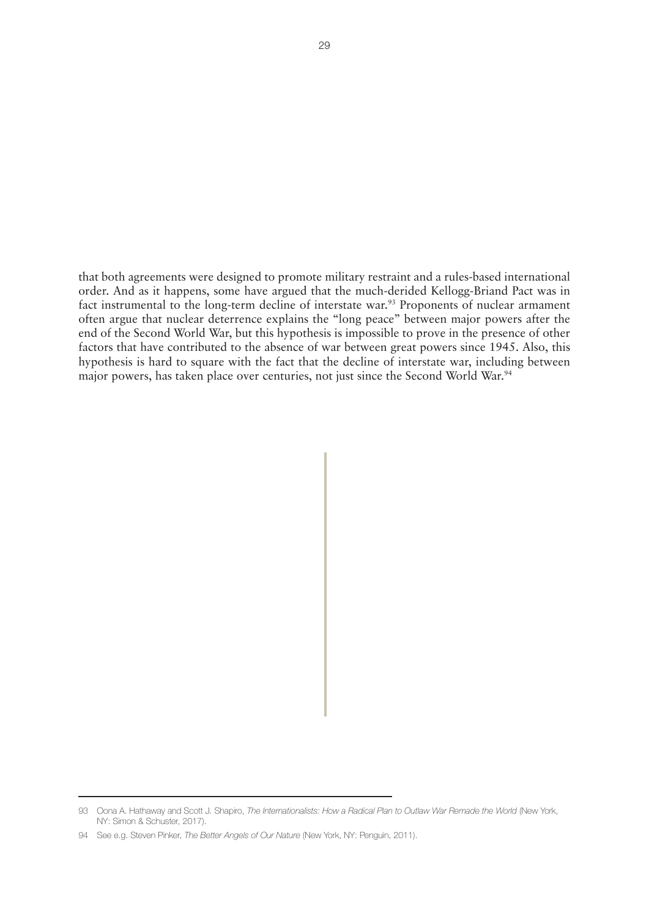that both agreements were designed to promote military restraint and a rules-based international order. And as it happens, some have argued that the much-derided Kellogg-Briand Pact was in fact instrumental to the long-term decline of interstate war.[93] Proponents of nuclear armament often argue that nuclear deterrence explains the "long peace" between major powers after the end of the Second World War, but this hypothesis is impossible to prove in the presence of other factors that have contributed to the absence of war between great powers since 1945. Also, this hypothesis is hard to square with the fact that the decline of interstate war, including between major powers, has taken place over centuries, not just since the Second World War.[94]

---

93 Oona A. Hathaway and Scott J. Shapiro, *The Internationalists: How a Radical Plan to Outlaw War Remade the World* (New York, NY: Simon & Schuster, 2017).

94 See e.g. Steven Pinker, *The Better Angels of Our Nature* (New York, NY: Penguin, 2011).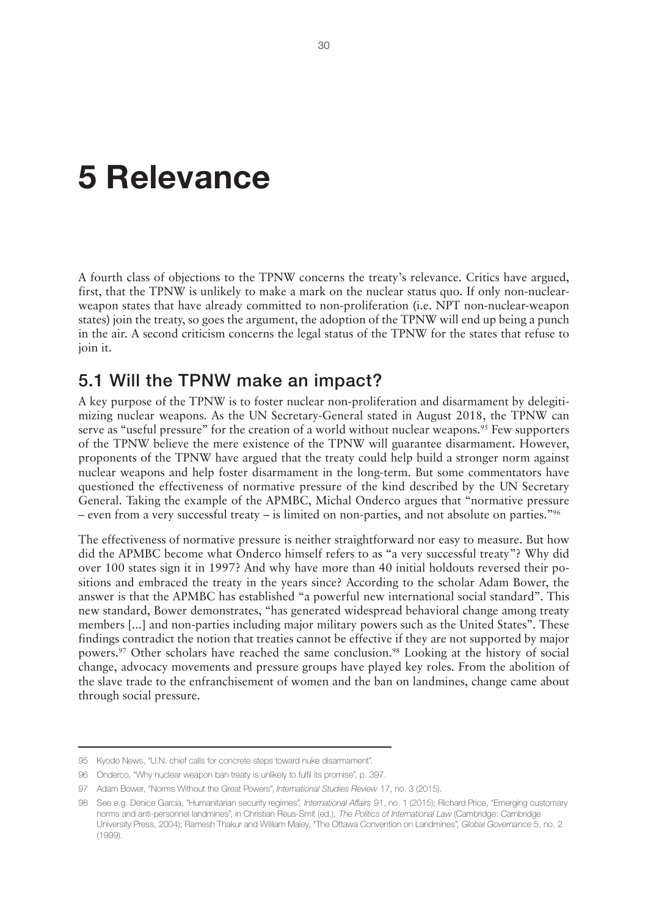# 5 Relevance

A fourth class of objections to the TPNW concerns the treaty's relevance. Critics have argued, first, that the TPNW is unlikely to make a mark on the nuclear status quo. If only non-nuclear-weapon states that have already committed to non-proliferation (i.e. NPT non-nuclear-weapon states) join the treaty, so goes the argument, the adoption of the TPNW will end up being a punch in the air. A second criticism concerns the legal status of the TPNW for the states that refuse to join it.

## 5.1 Will the TPNW make an impact?

A key purpose of the TPNW is to foster nuclear non-proliferation and disarmament by delegitimizing nuclear weapons. As the UN Secretary-General stated in August 2018, the TPNW can serve as "useful pressure" for the creation of a world without nuclear weapons.[95] Few supporters of the TPNW believe the mere existence of the TPNW will guarantee disarmament. However, proponents of the TPNW have argued that the treaty could help build a stronger norm against nuclear weapons and help foster disarmament in the long-term. But some commentators have questioned the effectiveness of normative pressure of the kind described by the UN Secretary General. Taking the example of the APMBC, Michal Onderco argues that "normative pressure – even from a very successful treaty – is limited on non-parties, and not absolute on parties."[96]

The effectiveness of normative pressure is neither straightforward nor easy to measure. But how did the APMBC become what Onderco himself refers to as "a very successful treaty"? Why did over 100 states sign it in 1997? And why have more than 40 initial holdouts reversed their positions and embraced the treaty in the years since? According to the scholar Adam Bower, the answer is that the APMBC has established "a powerful new international social standard". This new standard, Bower demonstrates, "has generated widespread behavioral change among treaty members [...] and non-parties including major military powers such as the United States". These findings contradict the notion that treaties cannot be effective if they are not supported by major powers.[97] Other scholars have reached the same conclusion.[98] Looking at the history of social change, advocacy movements and pressure groups have played key roles. From the abolition of the slave trade to the enfranchisement of women and the ban on landmines, change came about through social pressure.

---

95 Kyodo News, "U.N. chief calls for concrete steps toward nuke disarmament".

96 Onderco, "Why nuclear weapon ban treaty is unlikely to fulfil its promise", p. 397.

97 Adam Bower, "Norms Without the Great Powers", *International Studies Review* 17, no. 3 (2015).

98 See e.g. Denice Garcia, "Humanitarian security regimes", *International Affairs* 91, no. 1 (2015); Richard Price, "Emerging customary norms and anti-personnel landmines", in Christian Reus-Smit (ed.), *The Politics of International Law* (Cambridge: Cambridge University Press, 2004); Ramesh Thakur and William Maley, "The Ottawa Convention on Landmines", *Global Governance* 5, no. 2 (1999).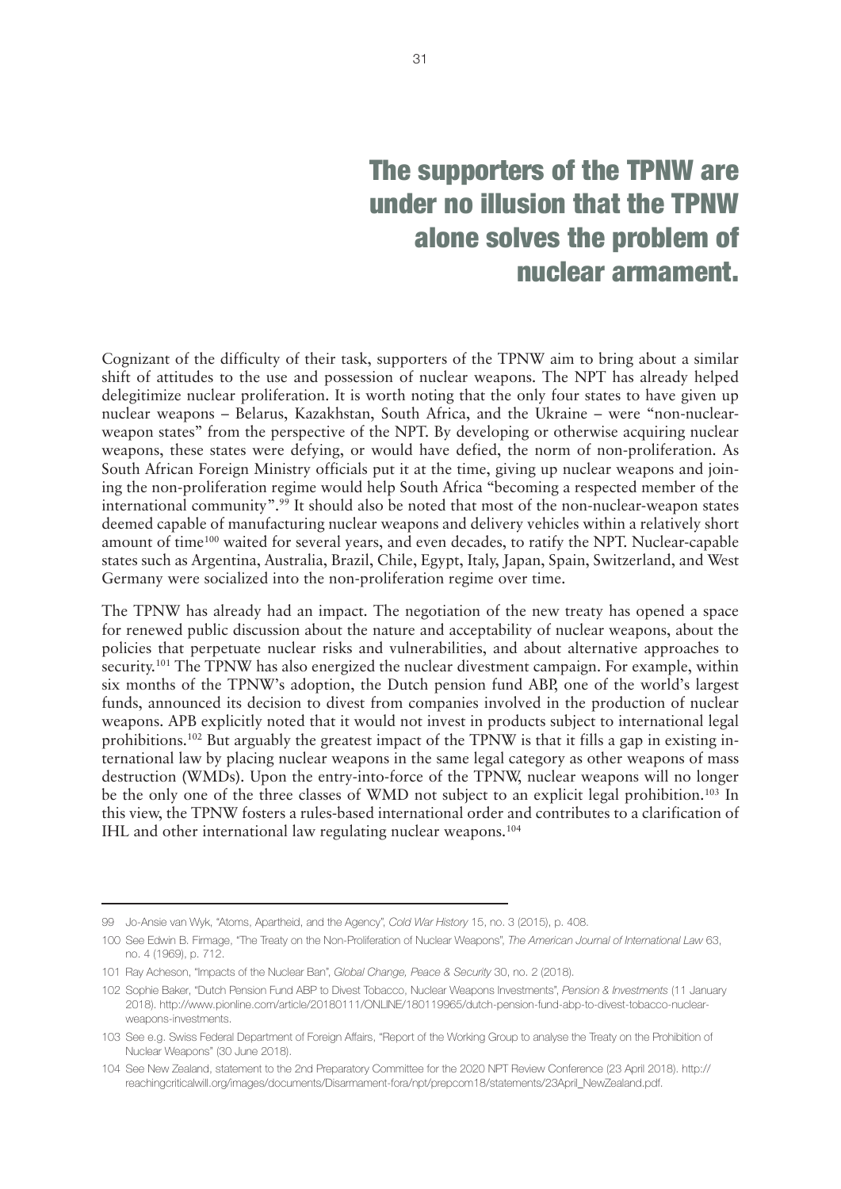## The supporters of the TPNW are under no illusion that the TPNW alone solves the problem of nuclear armament.

Cognizant of the difficulty of their task, supporters of the TPNW aim to bring about a similar shift of attitudes to the use and possession of nuclear weapons. The NPT has already helped delegitimize nuclear proliferation. It is worth noting that the only four states to have given up nuclear weapons – Belarus, Kazakhstan, South Africa, and the Ukraine – were "non-nuclear-weapon states" from the perspective of the NPT. By developing or otherwise acquiring nuclear weapons, these states were defying, or would have defied, the norm of non-proliferation. As South African Foreign Ministry officials put it at the time, giving up nuclear weapons and joining the non-proliferation regime would help South Africa "becoming a respected member of the international community".[99] It should also be noted that most of the non-nuclear-weapon states deemed capable of manufacturing nuclear weapons and delivery vehicles within a relatively short amount of time[100] waited for several years, and even decades, to ratify the NPT. Nuclear-capable states such as Argentina, Australia, Brazil, Chile, Egypt, Italy, Japan, Spain, Switzerland, and West Germany were socialized into the non-proliferation regime over time.

The TPNW has already had an impact. The negotiation of the new treaty has opened a space for renewed public discussion about the nature and acceptability of nuclear weapons, about the policies that perpetuate nuclear risks and vulnerabilities, and about alternative approaches to security.[101] The TPNW has also energized the nuclear divestment campaign. For example, within six months of the TPNW's adoption, the Dutch pension fund ABP, one of the world's largest funds, announced its decision to divest from companies involved in the production of nuclear weapons. APB explicitly noted that it would not invest in products subject to international legal prohibitions.[102] But arguably the greatest impact of the TPNW is that it fills a gap in existing international law by placing nuclear weapons in the same legal category as other weapons of mass destruction (WMDs). Upon the entry-into-force of the TPNW, nuclear weapons will no longer be the only one of the three classes of WMD not subject to an explicit legal prohibition.[103] In this view, the TPNW fosters a rules-based international order and contributes to a clarification of IHL and other international law regulating nuclear weapons.[104]

---

99 Jo-Ansie van Wyk, "Atoms, Apartheid, and the Agency", *Cold War History* 15, no. 3 (2015), p. 408.

100 See Edwin B. Firmage, "The Treaty on the Non-Proliferation of Nuclear Weapons", *The American Journal of International Law* 63, no. 4 (1969), p. 712.

101 Ray Acheson, "Impacts of the Nuclear Ban", *Global Change, Peace & Security* 30, no. 2 (2018).

102 Sophie Baker, "Dutch Pension Fund ABP to Divest Tobacco, Nuclear Weapons Investments", *Pension & Investments* (11 January 2018). http://www.pionline.com/article/20180111/ONLINE/180119965/dutch-pension-fund-abp-to-divest-tobacco-nuclear-weapons-investments.

103 See e.g. Swiss Federal Department of Foreign Affairs, "Report of the Working Group to analyse the Treaty on the Prohibition of Nuclear Weapons" (30 June 2018).

104 See New Zealand, statement to the 2nd Preparatory Committee for the 2020 NPT Review Conference (23 April 2018). http://reachingcriticalwill.org/images/documents/Disarmament-fora/npt/prepcom18/statements/23April_NewZealand.pdf.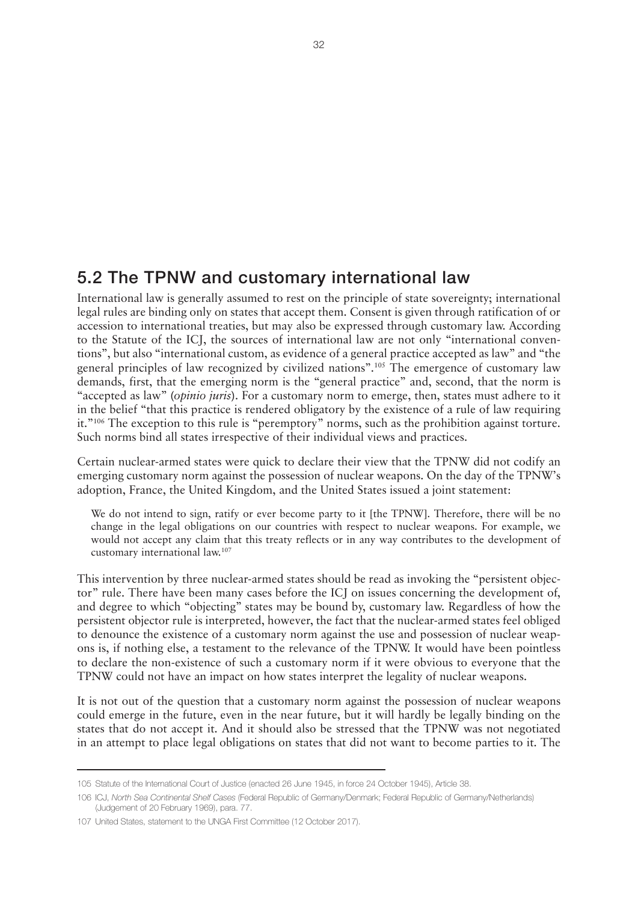## 5.2 The TPNW and customary international law

International law is generally assumed to rest on the principle of state sovereignty; international legal rules are binding only on states that accept them. Consent is given through ratification of or accession to international treaties, but may also be expressed through customary law. According to the Statute of the ICJ, the sources of international law are not only "international conventions", but also "international custom, as evidence of a general practice accepted as law" and "the general principles of law recognized by civilized nations".[105] The emergence of customary law demands, first, that the emerging norm is the "general practice" and, second, that the norm is "accepted as law" (*opinio juris*). For a customary norm to emerge, then, states must adhere to it in the belief "that this practice is rendered obligatory by the existence of a rule of law requiring it."[106] The exception to this rule is "peremptory" norms, such as the prohibition against torture. Such norms bind all states irrespective of their individual views and practices.

Certain nuclear-armed states were quick to declare their view that the TPNW did not codify an emerging customary norm against the possession of nuclear weapons. On the day of the TPNW's adoption, France, the United Kingdom, and the United States issued a joint statement:

> We do not intend to sign, ratify or ever become party to it [the TPNW]. Therefore, there will be no change in the legal obligations on our countries with respect to nuclear weapons. For example, we would not accept any claim that this treaty reflects or in any way contributes to the development of customary international law.[107]

This intervention by three nuclear-armed states should be read as invoking the "persistent objector" rule. There have been many cases before the ICJ on issues concerning the development of, and degree to which "objecting" states may be bound by, customary law. Regardless of how the persistent objector rule is interpreted, however, the fact that the nuclear-armed states feel obliged to denounce the existence of a customary norm against the use and possession of nuclear weapons is, if nothing else, a testament to the relevance of the TPNW. It would have been pointless to declare the non-existence of such a customary norm if it were obvious to everyone that the TPNW could not have an impact on how states interpret the legality of nuclear weapons.

It is not out of the question that a customary norm against the possession of nuclear weapons could emerge in the future, even in the near future, but it will hardly be legally binding on the states that do not accept it. And it should also be stressed that the TPNW was not negotiated in an attempt to place legal obligations on states that did not want to become parties to it. The

---

105 Statute of the International Court of Justice (enacted 26 June 1945, in force 24 October 1945), Article 38.

106 ICJ, *North Sea Continental Shelf Cases* (Federal Republic of Germany/Denmark; Federal Republic of Germany/Netherlands) (Judgement of 20 February 1969), para. 77.

107 United States, statement to the UNGA First Committee (12 October 2017).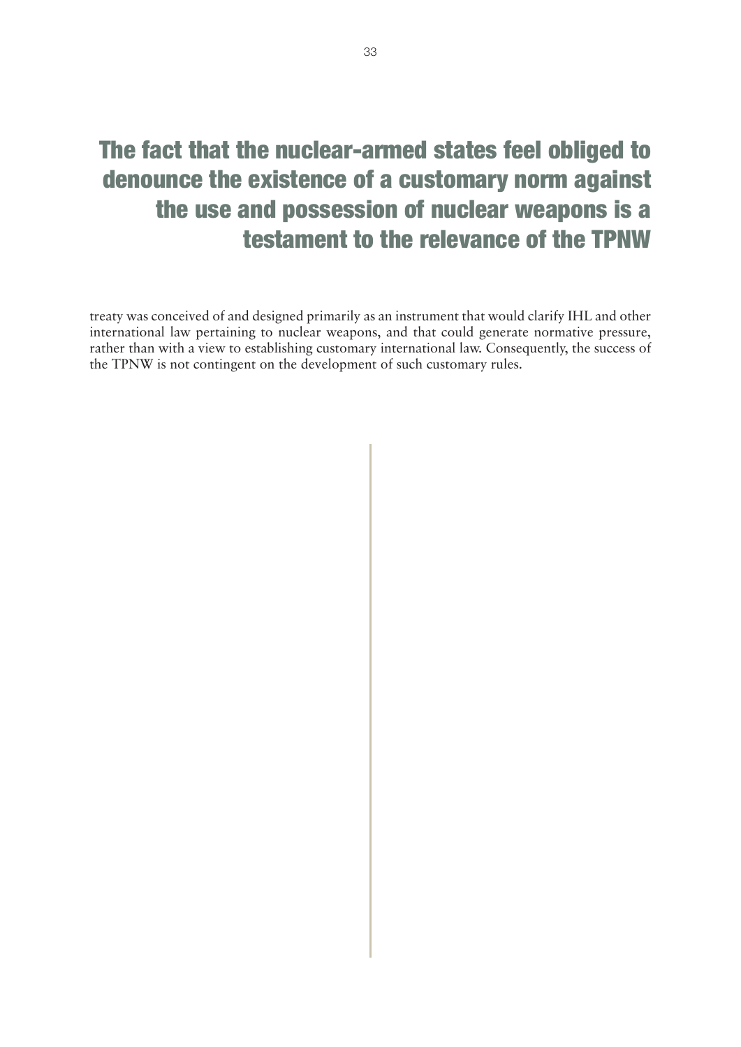**The fact that the nuclear-armed states feel obliged to denounce the existence of a customary norm against the use and possession of nuclear weapons is a testament to the relevance of the TPNW**

treaty was conceived of and designed primarily as an instrument that would clarify IHL and other international law pertaining to nuclear weapons, and that could generate normative pressure, rather than with a view to establishing customary international law. Consequently, the success of the TPNW is not contingent on the development of such customary rules.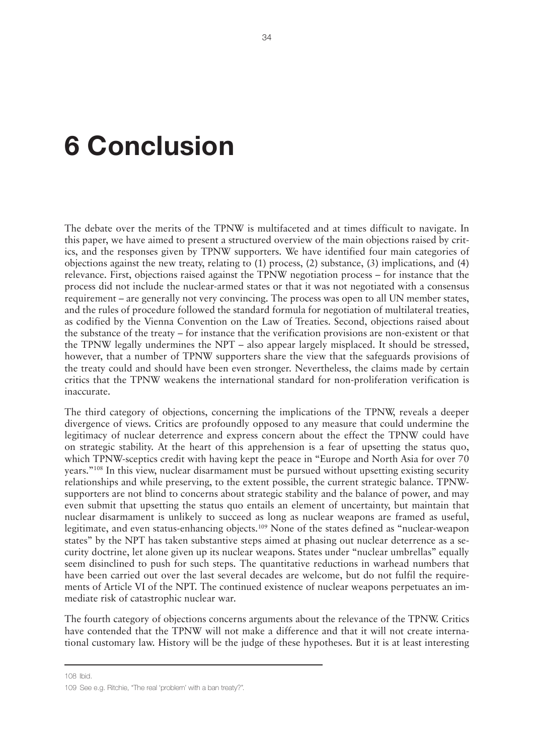# 6 Conclusion

The debate over the merits of the TPNW is multifaceted and at times difficult to navigate. In this paper, we have aimed to present a structured overview of the main objections raised by critics, and the responses given by TPNW supporters. We have identified four main categories of objections against the new treaty, relating to (1) process, (2) substance, (3) implications, and (4) relevance. First, objections raised against the TPNW negotiation process – for instance that the process did not include the nuclear-armed states or that it was not negotiated with a consensus requirement – are generally not very convincing. The process was open to all UN member states, and the rules of procedure followed the standard formula for negotiation of multilateral treaties, as codified by the Vienna Convention on the Law of Treaties. Second, objections raised about the substance of the treaty – for instance that the verification provisions are non-existent or that the TPNW legally undermines the NPT – also appear largely misplaced. It should be stressed, however, that a number of TPNW supporters share the view that the safeguards provisions of the treaty could and should have been even stronger. Nevertheless, the claims made by certain critics that the TPNW weakens the international standard for non-proliferation verification is inaccurate.

The third category of objections, concerning the implications of the TPNW, reveals a deeper divergence of views. Critics are profoundly opposed to any measure that could undermine the legitimacy of nuclear deterrence and express concern about the effect the TPNW could have on strategic stability. At the heart of this apprehension is a fear of upsetting the status quo, which TPNW-sceptics credit with having kept the peace in "Europe and North Asia for over 70 years."[108] In this view, nuclear disarmament must be pursued without upsetting existing security relationships and while preserving, to the extent possible, the current strategic balance. TPNW-supporters are not blind to concerns about strategic stability and the balance of power, and may even submit that upsetting the status quo entails an element of uncertainty, but maintain that nuclear disarmament is unlikely to succeed as long as nuclear weapons are framed as useful, legitimate, and even status-enhancing objects.[109] None of the states defined as "nuclear-weapon states" by the NPT has taken substantive steps aimed at phasing out nuclear deterrence as a security doctrine, let alone given up its nuclear weapons. States under "nuclear umbrellas" equally seem disinclined to push for such steps. The quantitative reductions in warhead numbers that have been carried out over the last several decades are welcome, but do not fulfil the requirements of Article VI of the NPT. The continued existence of nuclear weapons perpetuates an immediate risk of catastrophic nuclear war.

The fourth category of objections concerns arguments about the relevance of the TPNW. Critics have contended that the TPNW will not make a difference and that it will not create international customary law. History will be the judge of these hypotheses. But it is at least interesting

---

108 Ibid.

109 See e.g. Ritchie, "The real 'problem' with a ban treaty?".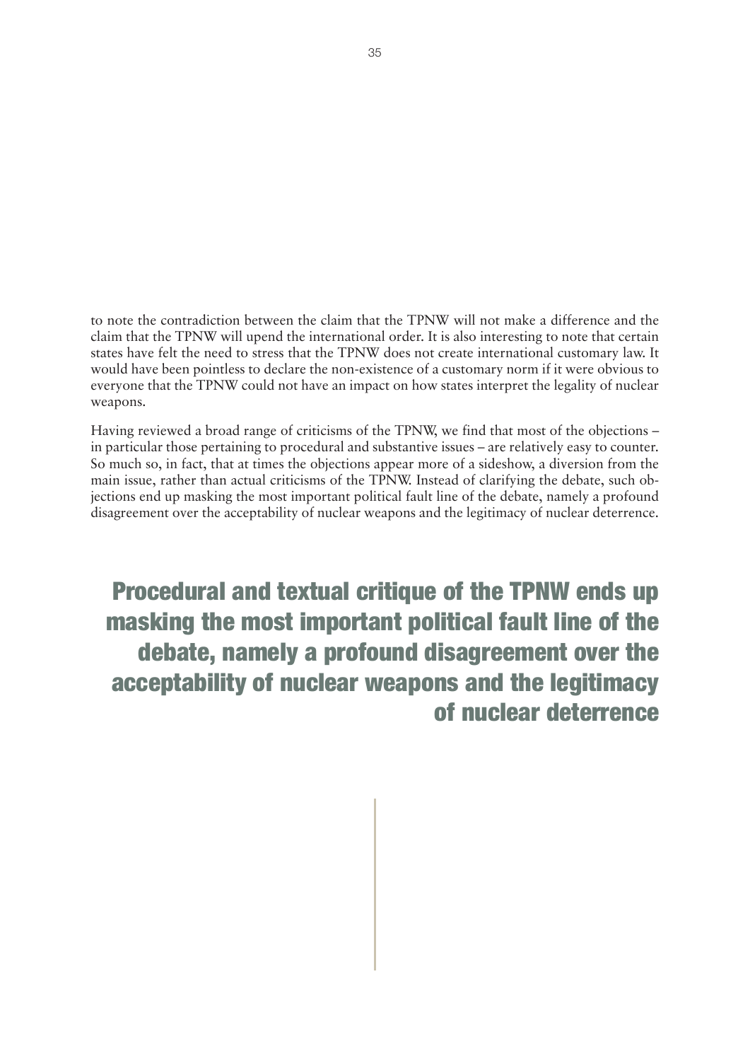to note the contradiction between the claim that the TPNW will not make a difference and the claim that the TPNW will upend the international order. It is also interesting to note that certain states have felt the need to stress that the TPNW does not create international customary law. It would have been pointless to declare the non-existence of a customary norm if it were obvious to everyone that the TPNW could not have an impact on how states interpret the legality of nuclear weapons.

Having reviewed a broad range of criticisms of the TPNW, we find that most of the objections – in particular those pertaining to procedural and substantive issues – are relatively easy to counter. So much so, in fact, that at times the objections appear more of a sideshow, a diversion from the main issue, rather than actual criticisms of the TPNW. Instead of clarifying the debate, such objections end up masking the most important political fault line of the debate, namely a profound disagreement over the acceptability of nuclear weapons and the legitimacy of nuclear deterrence.

**Procedural and textual critique of the TPNW ends up masking the most important political fault line of the debate, namely a profound disagreement over the acceptability of nuclear weapons and the legitimacy of nuclear deterrence**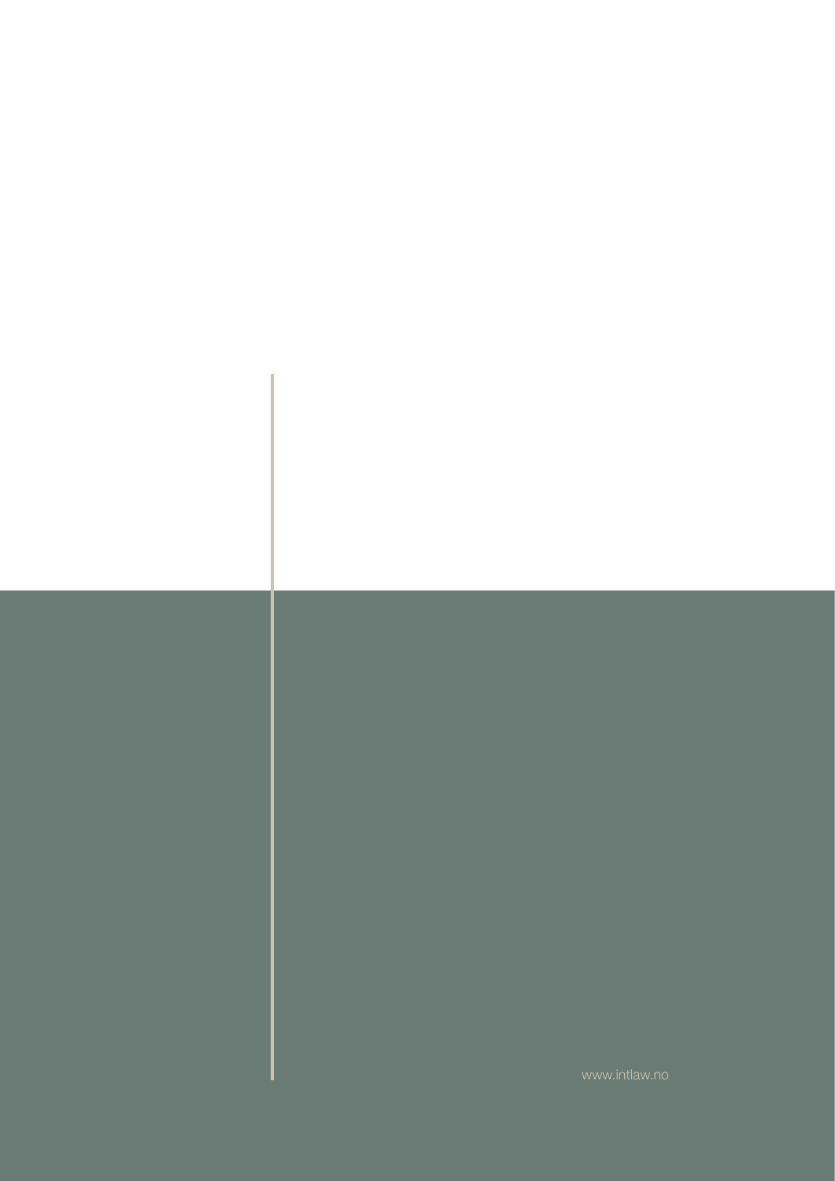www.intlaw.no